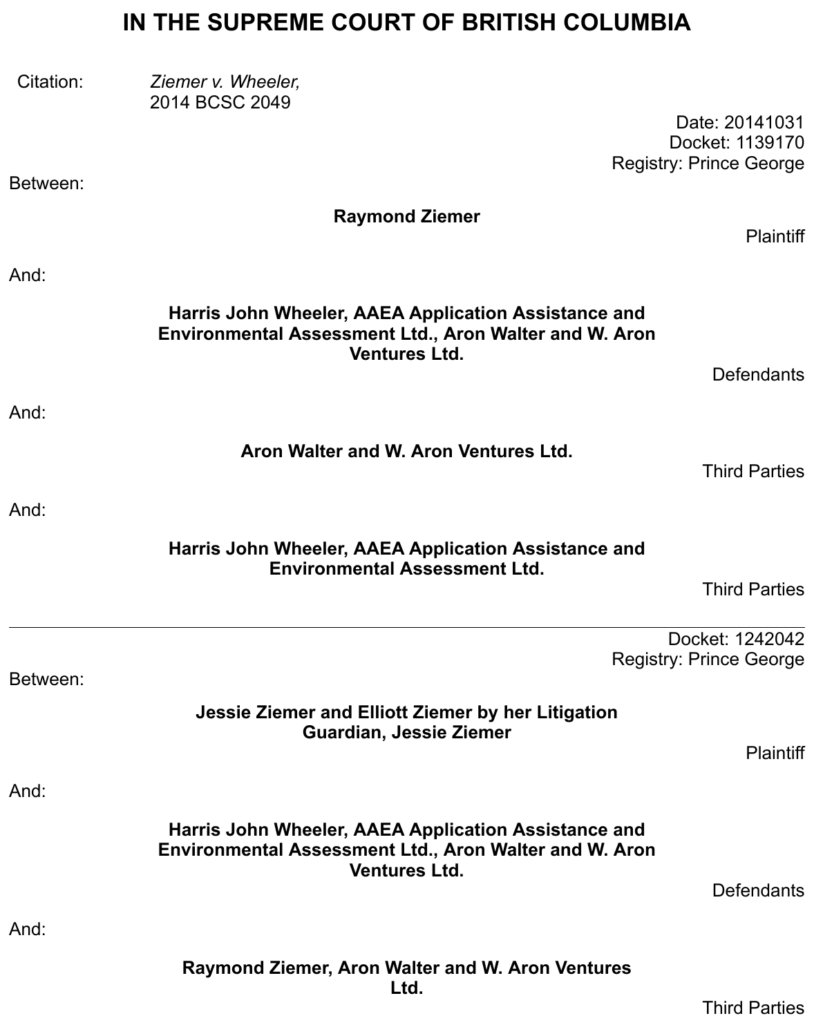# IN THE SUPREME COURT OF BRITISH COLUMBIA

Citation: *Ziemer v. Wheeler,* 2014 BCSC 2049

Date: 20141031
Docket: 1139170
Registry: Prince George

Between:

**Raymond Ziemer**

Plaintiff

And:

**Harris John Wheeler, AAEA Application Assistance and Environmental Assessment Ltd., Aron Walter and W. Aron Ventures Ltd.**

Defendants

And:

**Aron Walter and W. Aron Ventures Ltd.**

Third Parties

And:

**Harris John Wheeler, AAEA Application Assistance and Environmental Assessment Ltd.**

Third Parties

---

Docket: 1242042
Registry: Prince George

Between:

**Jessie Ziemer and Elliott Ziemer by her Litigation Guardian, Jessie Ziemer**

Plaintiff

And:

**Harris John Wheeler, AAEA Application Assistance and Environmental Assessment Ltd., Aron Walter and W. Aron Ventures Ltd.**

Defendants

And:

**Raymond Ziemer, Aron Walter and W. Aron Ventures Ltd.**

Third Parties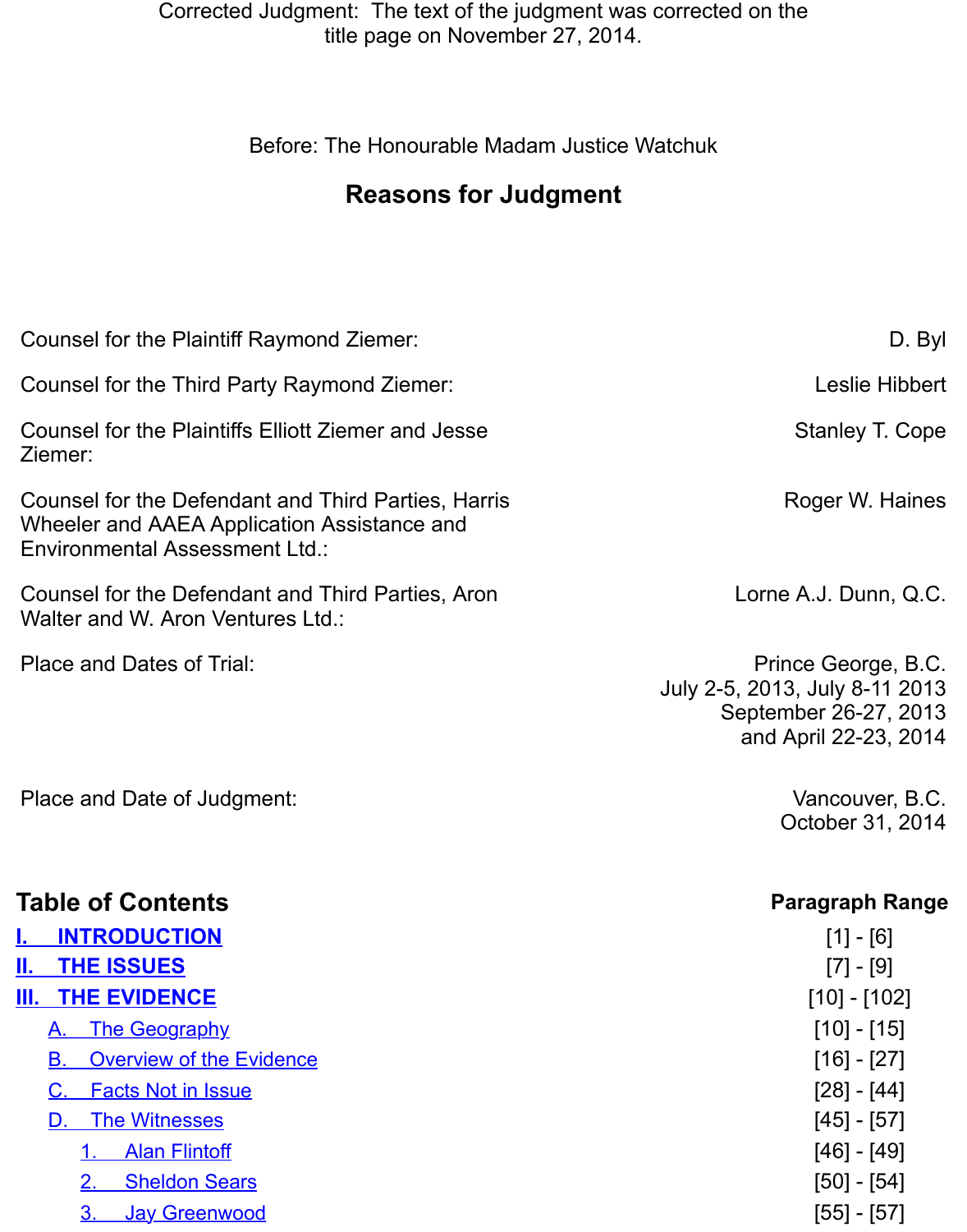Corrected Judgment: The text of the judgment was corrected on the title page on November 27, 2014.

Before: The Honourable Madam Justice Watchuk

## Reasons for Judgment

| | |
|---|---|
| Counsel for the Plaintiff Raymond Ziemer: | D. Byl |
| Counsel for the Third Party Raymond Ziemer: | Leslie Hibbert |
| Counsel for the Plaintiffs Elliott Ziemer and Jesse Ziemer: | Stanley T. Cope |
| Counsel for the Defendant and Third Parties, Harris Wheeler and AAEA Application Assistance and Environmental Assessment Ltd.: | Roger W. Haines |
| Counsel for the Defendant and Third Parties, Aron Walter and W. Aron Ventures Ltd.: | Lorne A.J. Dunn, Q.C. |
| Place and Dates of Trial: | Prince George, B.C. July 2-5, 2013, July 8-11 2013 September 26-27, 2013 and April 22-23, 2014 |
| Place and Date of Judgment: | Vancouver, B.C. October 31, 2014 |

## Table of Contents

| Table of Contents | Paragraph Range |
|---|---|
| I. INTRODUCTION | [1] - [6] |
| II. THE ISSUES | [7] - [9] |
| III. THE EVIDENCE | [10] - [102] |
| A. The Geography | [10] - [15] |
| B. Overview of the Evidence | [16] - [27] |
| C. Facts Not in Issue | [28] - [44] |
| D. The Witnesses | [45] - [57] |
| 1. Alan Flintoff | [46] - [49] |
| 2. Sheldon Sears | [50] - [54] |
| 3. Jay Greenwood | [55] - [57] |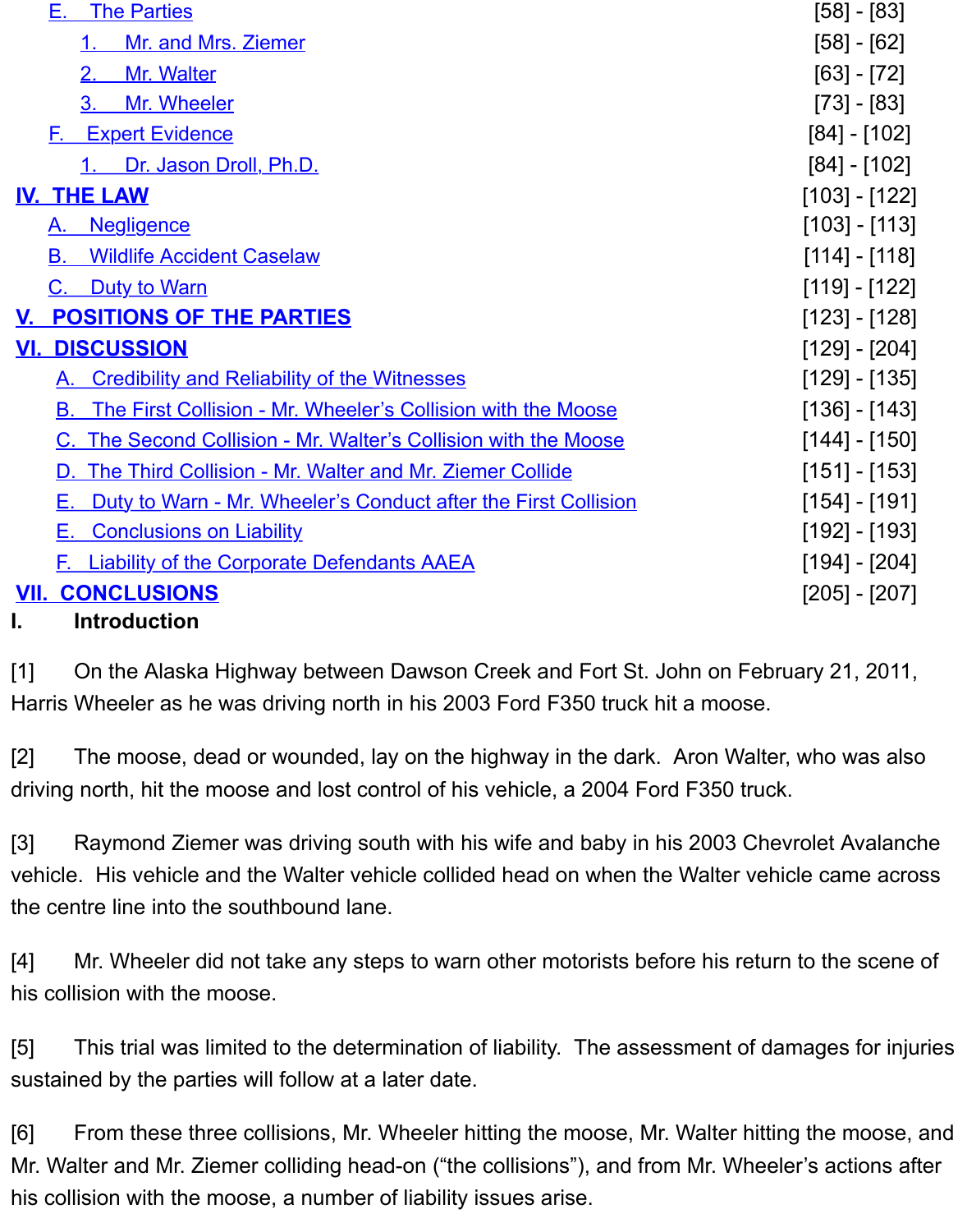| | |
|---|---|
| E. The Parties | [58] - [83] |
| 1. Mr. and Mrs. Ziemer | [58] - [62] |
| 2. Mr. Walter | [63] - [72] |
| 3. Mr. Wheeler | [73] - [83] |
| F. Expert Evidence | [84] - [102] |
| 1. Dr. Jason Droll, Ph.D. | [84] - [102] |
| **IV. THE LAW** | [103] - [122] |
| A. Negligence | [103] - [113] |
| B. Wildlife Accident Caselaw | [114] - [118] |
| C. Duty to Warn | [119] - [122] |
| **V. POSITIONS OF THE PARTIES** | [123] - [128] |
| **VI. DISCUSSION** | [129] - [204] |
| A. Credibility and Reliability of the Witnesses | [129] - [135] |
| B. The First Collision - Mr. Wheeler's Collision with the Moose | [136] - [143] |
| C. The Second Collision - Mr. Walter's Collision with the Moose | [144] - [150] |
| D. The Third Collision - Mr. Walter and Mr. Ziemer Collide | [151] - [153] |
| E. Duty to Warn - Mr. Wheeler's Conduct after the First Collision | [154] - [191] |
| E. Conclusions on Liability | [192] - [193] |
| F. Liability of the Corporate Defendants AAEA | [194] - [204] |
| **VII. CONCLUSIONS** | [205] - [207] |

## I. Introduction

[1] On the Alaska Highway between Dawson Creek and Fort St. John on February 21, 2011, Harris Wheeler as he was driving north in his 2003 Ford F350 truck hit a moose.

[2] The moose, dead or wounded, lay on the highway in the dark. Aron Walter, who was also driving north, hit the moose and lost control of his vehicle, a 2004 Ford F350 truck.

[3] Raymond Ziemer was driving south with his wife and baby in his 2003 Chevrolet Avalanche vehicle. His vehicle and the Walter vehicle collided head on when the Walter vehicle came across the centre line into the southbound lane.

[4] Mr. Wheeler did not take any steps to warn other motorists before his return to the scene of his collision with the moose.

[5] This trial was limited to the determination of liability. The assessment of damages for injuries sustained by the parties will follow at a later date.

[6] From these three collisions, Mr. Wheeler hitting the moose, Mr. Walter hitting the moose, and Mr. Walter and Mr. Ziemer colliding head-on ("the collisions"), and from Mr. Wheeler's actions after his collision with the moose, a number of liability issues arise.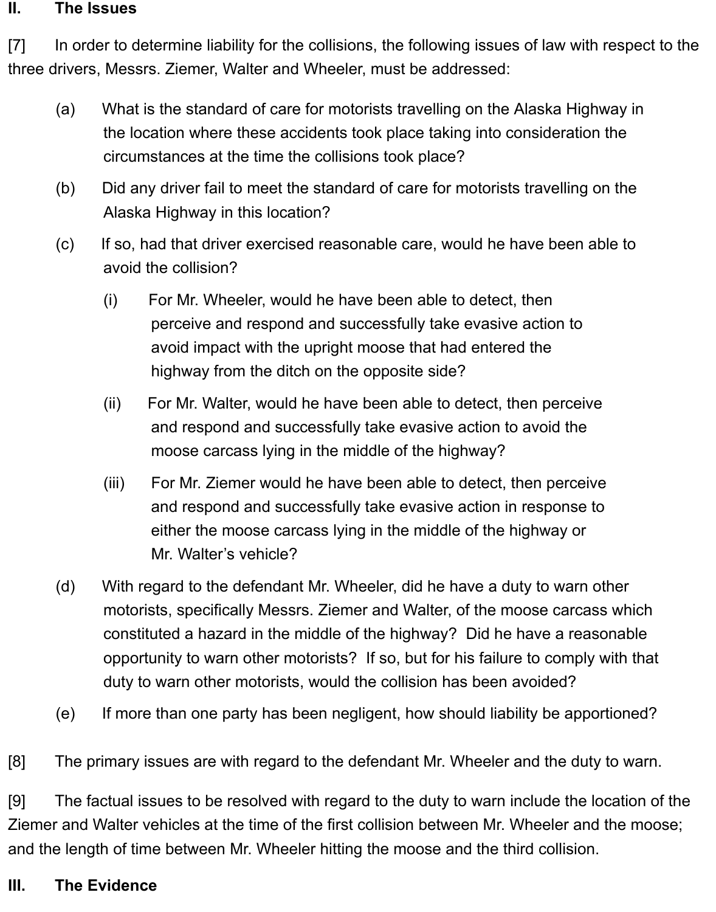## II. The Issues

[7] In order to determine liability for the collisions, the following issues of law with respect to the three drivers, Messrs. Ziemer, Walter and Wheeler, must be addressed:

(a) What is the standard of care for motorists travelling on the Alaska Highway in the location where these accidents took place taking into consideration the circumstances at the time the collisions took place?

(b) Did any driver fail to meet the standard of care for motorists travelling on the Alaska Highway in this location?

(c) If so, had that driver exercised reasonable care, would he have been able to avoid the collision?

(i) For Mr. Wheeler, would he have been able to detect, then perceive and respond and successfully take evasive action to avoid impact with the upright moose that had entered the highway from the ditch on the opposite side?

(ii) For Mr. Walter, would he have been able to detect, then perceive and respond and successfully take evasive action to avoid the moose carcass lying in the middle of the highway?

(iii) For Mr. Ziemer would he have been able to detect, then perceive and respond and successfully take evasive action in response to either the moose carcass lying in the middle of the highway or Mr. Walter's vehicle?

(d) With regard to the defendant Mr. Wheeler, did he have a duty to warn other motorists, specifically Messrs. Ziemer and Walter, of the moose carcass which constituted a hazard in the middle of the highway? Did he have a reasonable opportunity to warn other motorists? If so, but for his failure to comply with that duty to warn other motorists, would the collision has been avoided?

(e) If more than one party has been negligent, how should liability be apportioned?

[8] The primary issues are with regard to the defendant Mr. Wheeler and the duty to warn.

[9] The factual issues to be resolved with regard to the duty to warn include the location of the Ziemer and Walter vehicles at the time of the first collision between Mr. Wheeler and the moose; and the length of time between Mr. Wheeler hitting the moose and the third collision.

## III. The Evidence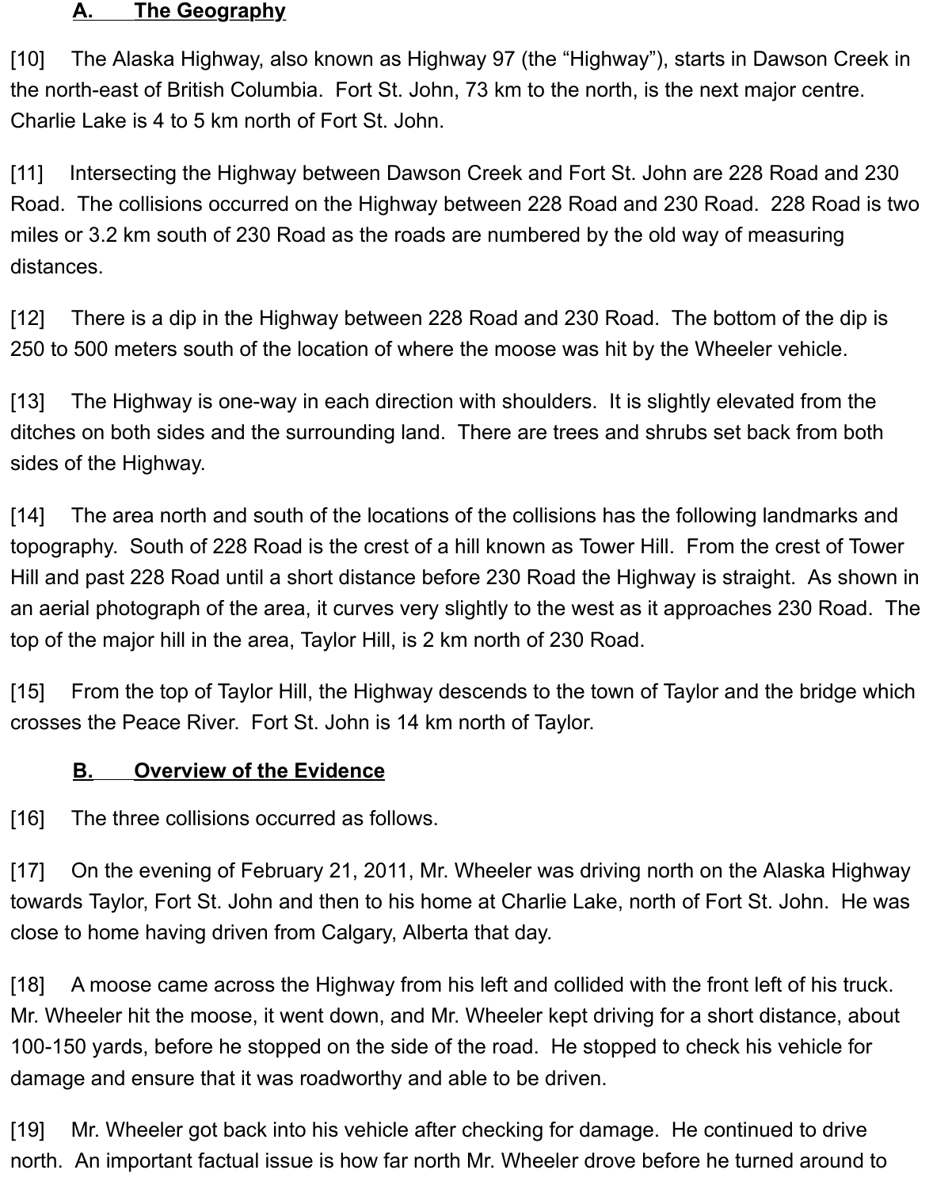### A. The Geography

[10] The Alaska Highway, also known as Highway 97 (the "Highway"), starts in Dawson Creek in the north-east of British Columbia. Fort St. John, 73 km to the north, is the next major centre. Charlie Lake is 4 to 5 km north of Fort St. John.

[11] Intersecting the Highway between Dawson Creek and Fort St. John are 228 Road and 230 Road. The collisions occurred on the Highway between 228 Road and 230 Road. 228 Road is two miles or 3.2 km south of 230 Road as the roads are numbered by the old way of measuring distances.

[12] There is a dip in the Highway between 228 Road and 230 Road. The bottom of the dip is 250 to 500 meters south of the location of where the moose was hit by the Wheeler vehicle.

[13] The Highway is one-way in each direction with shoulders. It is slightly elevated from the ditches on both sides and the surrounding land. There are trees and shrubs set back from both sides of the Highway.

[14] The area north and south of the locations of the collisions has the following landmarks and topography. South of 228 Road is the crest of a hill known as Tower Hill. From the crest of Tower Hill and past 228 Road until a short distance before 230 Road the Highway is straight. As shown in an aerial photograph of the area, it curves very slightly to the west as it approaches 230 Road. The top of the major hill in the area, Taylor Hill, is 2 km north of 230 Road.

[15] From the top of Taylor Hill, the Highway descends to the town of Taylor and the bridge which crosses the Peace River. Fort St. John is 14 km north of Taylor.

### B. Overview of the Evidence

[16] The three collisions occurred as follows.

[17] On the evening of February 21, 2011, Mr. Wheeler was driving north on the Alaska Highway towards Taylor, Fort St. John and then to his home at Charlie Lake, north of Fort St. John. He was close to home having driven from Calgary, Alberta that day.

[18] A moose came across the Highway from his left and collided with the front left of his truck. Mr. Wheeler hit the moose, it went down, and Mr. Wheeler kept driving for a short distance, about 100-150 yards, before he stopped on the side of the road. He stopped to check his vehicle for damage and ensure that it was roadworthy and able to be driven.

[19] Mr. Wheeler got back into his vehicle after checking for damage. He continued to drive north. An important factual issue is how far north Mr. Wheeler drove before he turned around to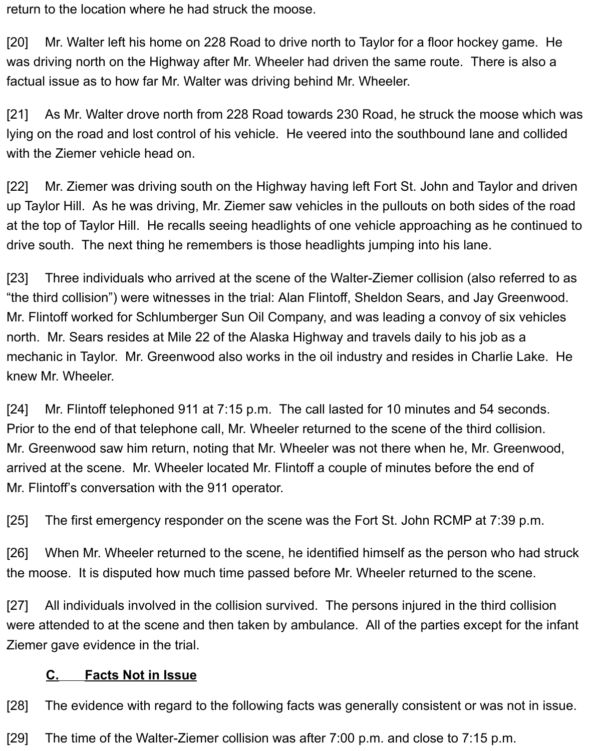return to the location where he had struck the moose.

[20] Mr. Walter left his home on 228 Road to drive north to Taylor for a floor hockey game. He was driving north on the Highway after Mr. Wheeler had driven the same route. There is also a factual issue as to how far Mr. Walter was driving behind Mr. Wheeler.

[21] As Mr. Walter drove north from 228 Road towards 230 Road, he struck the moose which was lying on the road and lost control of his vehicle. He veered into the southbound lane and collided with the Ziemer vehicle head on.

[22] Mr. Ziemer was driving south on the Highway having left Fort St. John and Taylor and driven up Taylor Hill. As he was driving, Mr. Ziemer saw vehicles in the pullouts on both sides of the road at the top of Taylor Hill. He recalls seeing headlights of one vehicle approaching as he continued to drive south. The next thing he remembers is those headlights jumping into his lane.

[23] Three individuals who arrived at the scene of the Walter-Ziemer collision (also referred to as "the third collision") were witnesses in the trial: Alan Flintoff, Sheldon Sears, and Jay Greenwood. Mr. Flintoff worked for Schlumberger Sun Oil Company, and was leading a convoy of six vehicles north. Mr. Sears resides at Mile 22 of the Alaska Highway and travels daily to his job as a mechanic in Taylor. Mr. Greenwood also works in the oil industry and resides in Charlie Lake. He knew Mr. Wheeler.

[24] Mr. Flintoff telephoned 911 at 7:15 p.m. The call lasted for 10 minutes and 54 seconds. Prior to the end of that telephone call, Mr. Wheeler returned to the scene of the third collision. Mr. Greenwood saw him return, noting that Mr. Wheeler was not there when he, Mr. Greenwood, arrived at the scene. Mr. Wheeler located Mr. Flintoff a couple of minutes before the end of Mr. Flintoff's conversation with the 911 operator.

[25] The first emergency responder on the scene was the Fort St. John RCMP at 7:39 p.m.

[26] When Mr. Wheeler returned to the scene, he identified himself as the person who had struck the moose. It is disputed how much time passed before Mr. Wheeler returned to the scene.

[27] All individuals involved in the collision survived. The persons injured in the third collision were attended to at the scene and then taken by ambulance. All of the parties except for the infant Ziemer gave evidence in the trial.

### C. Facts Not in Issue

[28] The evidence with regard to the following facts was generally consistent or was not in issue.

[29] The time of the Walter-Ziemer collision was after 7:00 p.m. and close to 7:15 p.m.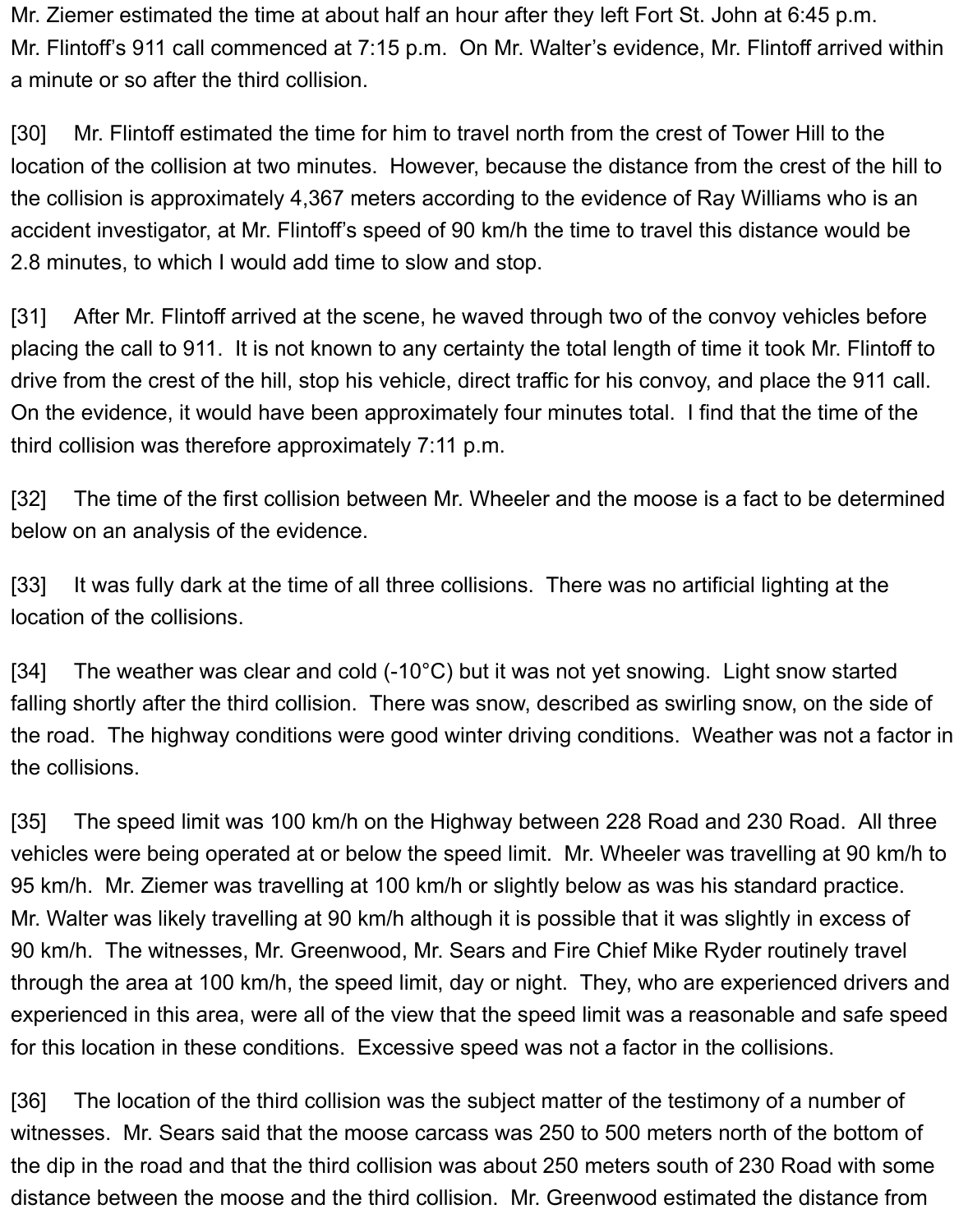Mr. Ziemer estimated the time at about half an hour after they left Fort St. John at 6:45 p.m. Mr. Flintoff's 911 call commenced at 7:15 p.m. On Mr. Walter's evidence, Mr. Flintoff arrived within a minute or so after the third collision.

[30] Mr. Flintoff estimated the time for him to travel north from the crest of Tower Hill to the location of the collision at two minutes. However, because the distance from the crest of the hill to the collision is approximately 4,367 meters according to the evidence of Ray Williams who is an accident investigator, at Mr. Flintoff's speed of 90 km/h the time to travel this distance would be 2.8 minutes, to which I would add time to slow and stop.

[31] After Mr. Flintoff arrived at the scene, he waved through two of the convoy vehicles before placing the call to 911. It is not known to any certainty the total length of time it took Mr. Flintoff to drive from the crest of the hill, stop his vehicle, direct traffic for his convoy, and place the 911 call. On the evidence, it would have been approximately four minutes total. I find that the time of the third collision was therefore approximately 7:11 p.m.

[32] The time of the first collision between Mr. Wheeler and the moose is a fact to be determined below on an analysis of the evidence.

[33] It was fully dark at the time of all three collisions. There was no artificial lighting at the location of the collisions.

[34] The weather was clear and cold (-10°C) but it was not yet snowing. Light snow started falling shortly after the third collision. There was snow, described as swirling snow, on the side of the road. The highway conditions were good winter driving conditions. Weather was not a factor in the collisions.

[35] The speed limit was 100 km/h on the Highway between 228 Road and 230 Road. All three vehicles were being operated at or below the speed limit. Mr. Wheeler was travelling at 90 km/h to 95 km/h. Mr. Ziemer was travelling at 100 km/h or slightly below as was his standard practice. Mr. Walter was likely travelling at 90 km/h although it is possible that it was slightly in excess of 90 km/h. The witnesses, Mr. Greenwood, Mr. Sears and Fire Chief Mike Ryder routinely travel through the area at 100 km/h, the speed limit, day or night. They, who are experienced drivers and experienced in this area, were all of the view that the speed limit was a reasonable and safe speed for this location in these conditions. Excessive speed was not a factor in the collisions.

[36] The location of the third collision was the subject matter of the testimony of a number of witnesses. Mr. Sears said that the moose carcass was 250 to 500 meters north of the bottom of the dip in the road and that the third collision was about 250 meters south of 230 Road with some distance between the moose and the third collision. Mr. Greenwood estimated the distance from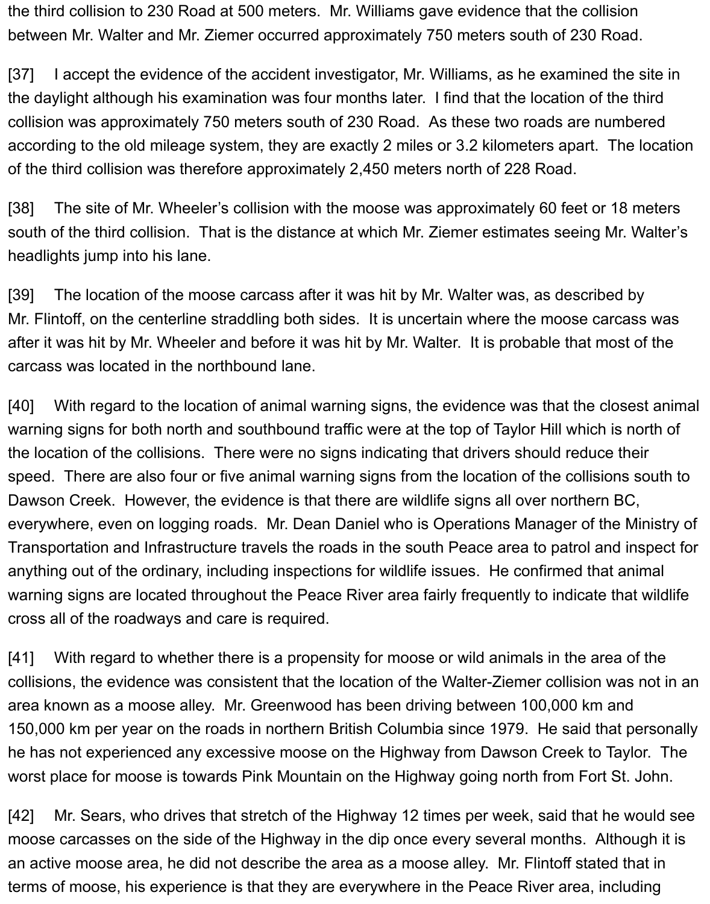the third collision to 230 Road at 500 meters. Mr. Williams gave evidence that the collision between Mr. Walter and Mr. Ziemer occurred approximately 750 meters south of 230 Road.

[37] I accept the evidence of the accident investigator, Mr. Williams, as he examined the site in the daylight although his examination was four months later. I find that the location of the third collision was approximately 750 meters south of 230 Road. As these two roads are numbered according to the old mileage system, they are exactly 2 miles or 3.2 kilometers apart. The location of the third collision was therefore approximately 2,450 meters north of 228 Road.

[38] The site of Mr. Wheeler's collision with the moose was approximately 60 feet or 18 meters south of the third collision. That is the distance at which Mr. Ziemer estimates seeing Mr. Walter's headlights jump into his lane.

[39] The location of the moose carcass after it was hit by Mr. Walter was, as described by Mr. Flintoff, on the centerline straddling both sides. It is uncertain where the moose carcass was after it was hit by Mr. Wheeler and before it was hit by Mr. Walter. It is probable that most of the carcass was located in the northbound lane.

[40] With regard to the location of animal warning signs, the evidence was that the closest animal warning signs for both north and southbound traffic were at the top of Taylor Hill which is north of the location of the collisions. There were no signs indicating that drivers should reduce their speed. There are also four or five animal warning signs from the location of the collisions south to Dawson Creek. However, the evidence is that there are wildlife signs all over northern BC, everywhere, even on logging roads. Mr. Dean Daniel who is Operations Manager of the Ministry of Transportation and Infrastructure travels the roads in the south Peace area to patrol and inspect for anything out of the ordinary, including inspections for wildlife issues. He confirmed that animal warning signs are located throughout the Peace River area fairly frequently to indicate that wildlife cross all of the roadways and care is required.

[41] With regard to whether there is a propensity for moose or wild animals in the area of the collisions, the evidence was consistent that the location of the Walter-Ziemer collision was not in an area known as a moose alley. Mr. Greenwood has been driving between 100,000 km and 150,000 km per year on the roads in northern British Columbia since 1979. He said that personally he has not experienced any excessive moose on the Highway from Dawson Creek to Taylor. The worst place for moose is towards Pink Mountain on the Highway going north from Fort St. John.

[42] Mr. Sears, who drives that stretch of the Highway 12 times per week, said that he would see moose carcasses on the side of the Highway in the dip once every several months. Although it is an active moose area, he did not describe the area as a moose alley. Mr. Flintoff stated that in terms of moose, his experience is that they are everywhere in the Peace River area, including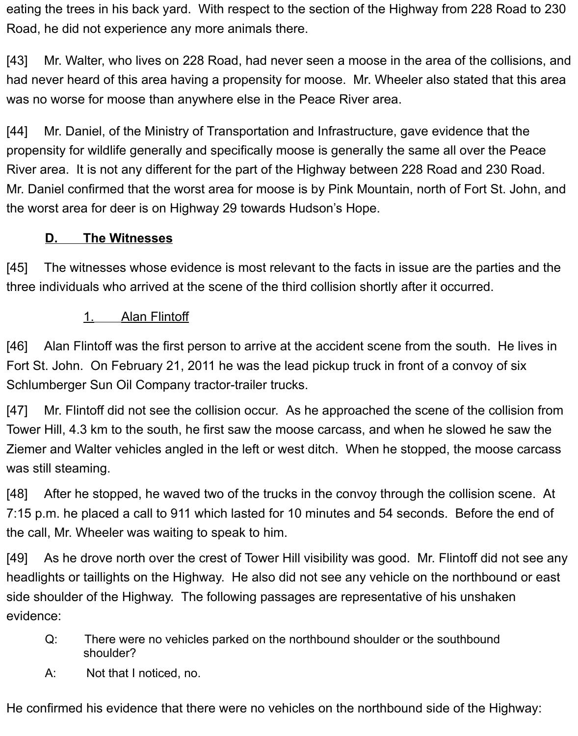eating the trees in his back yard. With respect to the section of the Highway from 228 Road to 230 Road, he did not experience any more animals there.

[43] Mr. Walter, who lives on 228 Road, had never seen a moose in the area of the collisions, and had never heard of this area having a propensity for moose. Mr. Wheeler also stated that this area was no worse for moose than anywhere else in the Peace River area.

[44] Mr. Daniel, of the Ministry of Transportation and Infrastructure, gave evidence that the propensity for wildlife generally and specifically moose is generally the same all over the Peace River area. It is not any different for the part of the Highway between 228 Road and 230 Road. Mr. Daniel confirmed that the worst area for moose is by Pink Mountain, north of Fort St. John, and the worst area for deer is on Highway 29 towards Hudson's Hope.

### D. The Witnesses

[45] The witnesses whose evidence is most relevant to the facts in issue are the parties and the three individuals who arrived at the scene of the third collision shortly after it occurred.

#### 1. Alan Flintoff

[46] Alan Flintoff was the first person to arrive at the accident scene from the south. He lives in Fort St. John. On February 21, 2011 he was the lead pickup truck in front of a convoy of six Schlumberger Sun Oil Company tractor-trailer trucks.

[47] Mr. Flintoff did not see the collision occur. As he approached the scene of the collision from Tower Hill, 4.3 km to the south, he first saw the moose carcass, and when he slowed he saw the Ziemer and Walter vehicles angled in the left or west ditch. When he stopped, the moose carcass was still steaming.

[48] After he stopped, he waved two of the trucks in the convoy through the collision scene. At 7:15 p.m. he placed a call to 911 which lasted for 10 minutes and 54 seconds. Before the end of the call, Mr. Wheeler was waiting to speak to him.

[49] As he drove north over the crest of Tower Hill visibility was good. Mr. Flintoff did not see any headlights or taillights on the Highway. He also did not see any vehicle on the northbound or east side shoulder of the Highway. The following passages are representative of his unshaken evidence:

> Q: There were no vehicles parked on the northbound shoulder or the southbound shoulder?
>
> A: Not that I noticed, no.

He confirmed his evidence that there were no vehicles on the northbound side of the Highway: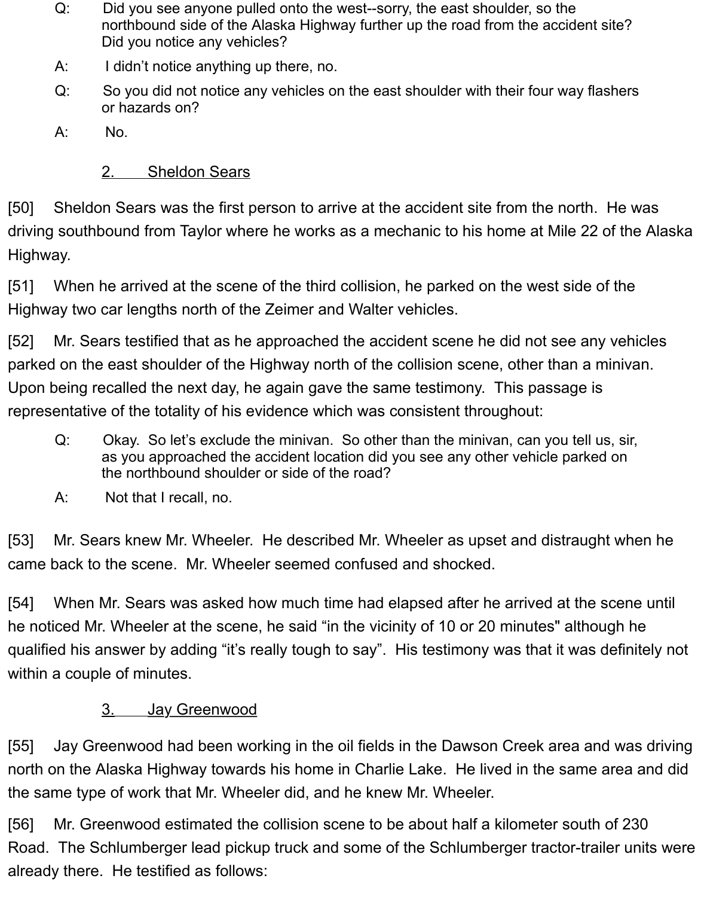> Q: Did you see anyone pulled onto the west--sorry, the east shoulder, so the northbound side of the Alaska Highway further up the road from the accident site? Did you notice any vehicles?
>
> A: I didn't notice anything up there, no.
>
> Q: So you did not notice any vehicles on the east shoulder with their four way flashers or hazards on?
>
> A: No.

### 2. Sheldon Sears

[50] Sheldon Sears was the first person to arrive at the accident site from the north. He was driving southbound from Taylor where he works as a mechanic to his home at Mile 22 of the Alaska Highway.

[51] When he arrived at the scene of the third collision, he parked on the west side of the Highway two car lengths north of the Zeimer and Walter vehicles.

[52] Mr. Sears testified that as he approached the accident scene he did not see any vehicles parked on the east shoulder of the Highway north of the collision scene, other than a minivan. Upon being recalled the next day, he again gave the same testimony. This passage is representative of the totality of his evidence which was consistent throughout:

> Q: Okay. So let's exclude the minivan. So other than the minivan, can you tell us, sir, as you approached the accident location did you see any other vehicle parked on the northbound shoulder or side of the road?
>
> A: Not that I recall, no.

[53] Mr. Sears knew Mr. Wheeler. He described Mr. Wheeler as upset and distraught when he came back to the scene. Mr. Wheeler seemed confused and shocked.

[54] When Mr. Sears was asked how much time had elapsed after he arrived at the scene until he noticed Mr. Wheeler at the scene, he said "in the vicinity of 10 or 20 minutes" although he qualified his answer by adding "it's really tough to say". His testimony was that it was definitely not within a couple of minutes.

### 3. Jay Greenwood

[55] Jay Greenwood had been working in the oil fields in the Dawson Creek area and was driving north on the Alaska Highway towards his home in Charlie Lake. He lived in the same area and did the same type of work that Mr. Wheeler did, and he knew Mr. Wheeler.

[56] Mr. Greenwood estimated the collision scene to be about half a kilometer south of 230 Road. The Schlumberger lead pickup truck and some of the Schlumberger tractor-trailer units were already there. He testified as follows: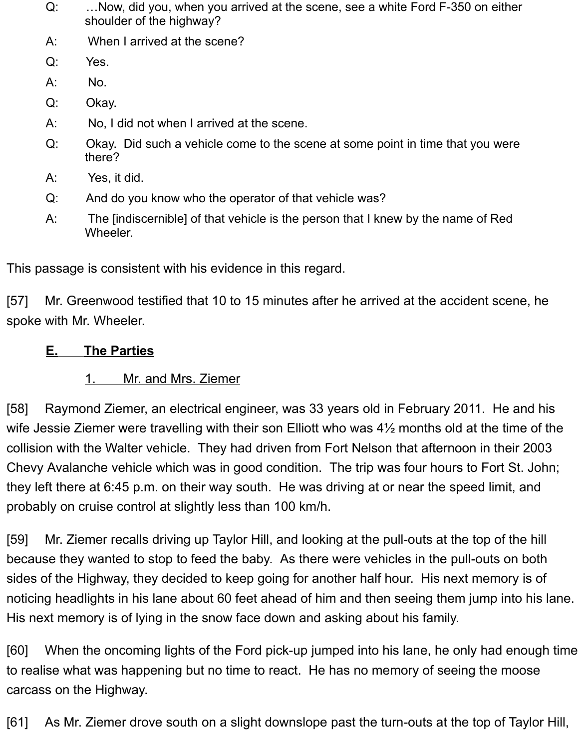Q: …Now, did you, when you arrived at the scene, see a white Ford F-350 on either shoulder of the highway?

A: When I arrived at the scene?

Q: Yes.

A: No.

Q: Okay.

A: No, I did not when I arrived at the scene.

Q: Okay. Did such a vehicle come to the scene at some point in time that you were there?

A: Yes, it did.

Q: And do you know who the operator of that vehicle was?

A: The [indiscernible] of that vehicle is the person that I knew by the name of Red Wheeler.

This passage is consistent with his evidence in this regard.

[57] Mr. Greenwood testified that 10 to 15 minutes after he arrived at the accident scene, he spoke with Mr. Wheeler.

### E. The Parties

#### 1. Mr. and Mrs. Ziemer

[58] Raymond Ziemer, an electrical engineer, was 33 years old in February 2011. He and his wife Jessie Ziemer were travelling with their son Elliott who was 4½ months old at the time of the collision with the Walter vehicle. They had driven from Fort Nelson that afternoon in their 2003 Chevy Avalanche vehicle which was in good condition. The trip was four hours to Fort St. John; they left there at 6:45 p.m. on their way south. He was driving at or near the speed limit, and probably on cruise control at slightly less than 100 km/h.

[59] Mr. Ziemer recalls driving up Taylor Hill, and looking at the pull-outs at the top of the hill because they wanted to stop to feed the baby. As there were vehicles in the pull-outs on both sides of the Highway, they decided to keep going for another half hour. His next memory is of noticing headlights in his lane about 60 feet ahead of him and then seeing them jump into his lane. His next memory is of lying in the snow face down and asking about his family.

[60] When the oncoming lights of the Ford pick-up jumped into his lane, he only had enough time to realise what was happening but no time to react. He has no memory of seeing the moose carcass on the Highway.

[61] As Mr. Ziemer drove south on a slight downslope past the turn-outs at the top of Taylor Hill,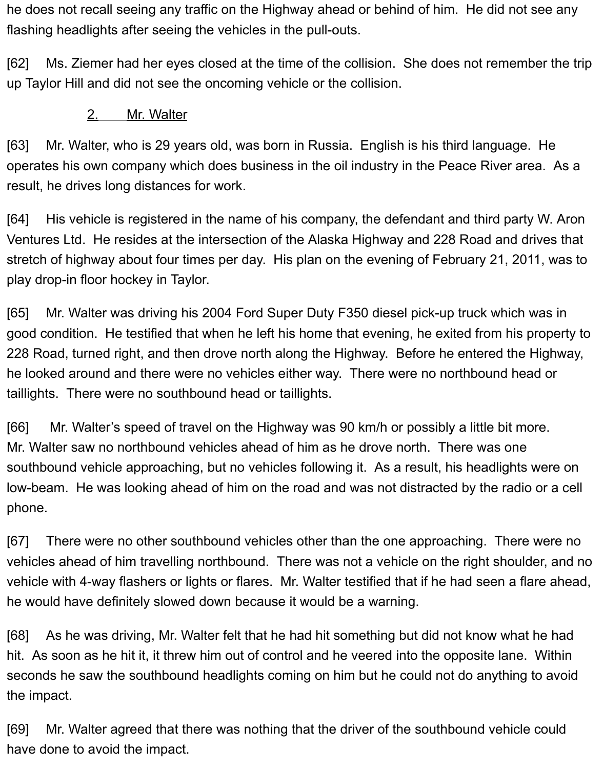he does not recall seeing any traffic on the Highway ahead or behind of him. He did not see any flashing headlights after seeing the vehicles in the pull-outs.

[62] Ms. Ziemer had her eyes closed at the time of the collision. She does not remember the trip up Taylor Hill and did not see the oncoming vehicle or the collision.

2. Mr. Walter

[63] Mr. Walter, who is 29 years old, was born in Russia. English is his third language. He operates his own company which does business in the oil industry in the Peace River area. As a result, he drives long distances for work.

[64] His vehicle is registered in the name of his company, the defendant and third party W. Aron Ventures Ltd. He resides at the intersection of the Alaska Highway and 228 Road and drives that stretch of highway about four times per day. His plan on the evening of February 21, 2011, was to play drop-in floor hockey in Taylor.

[65] Mr. Walter was driving his 2004 Ford Super Duty F350 diesel pick-up truck which was in good condition. He testified that when he left his home that evening, he exited from his property to 228 Road, turned right, and then drove north along the Highway. Before he entered the Highway, he looked around and there were no vehicles either way. There were no northbound head or taillights. There were no southbound head or taillights.

[66] Mr. Walter's speed of travel on the Highway was 90 km/h or possibly a little bit more. Mr. Walter saw no northbound vehicles ahead of him as he drove north. There was one southbound vehicle approaching, but no vehicles following it. As a result, his headlights were on low-beam. He was looking ahead of him on the road and was not distracted by the radio or a cell phone.

[67] There were no other southbound vehicles other than the one approaching. There were no vehicles ahead of him travelling northbound. There was not a vehicle on the right shoulder, and no vehicle with 4-way flashers or lights or flares. Mr. Walter testified that if he had seen a flare ahead, he would have definitely slowed down because it would be a warning.

[68] As he was driving, Mr. Walter felt that he had hit something but did not know what he had hit. As soon as he hit it, it threw him out of control and he veered into the opposite lane. Within seconds he saw the southbound headlights coming on him but he could not do anything to avoid the impact.

[69] Mr. Walter agreed that there was nothing that the driver of the southbound vehicle could have done to avoid the impact.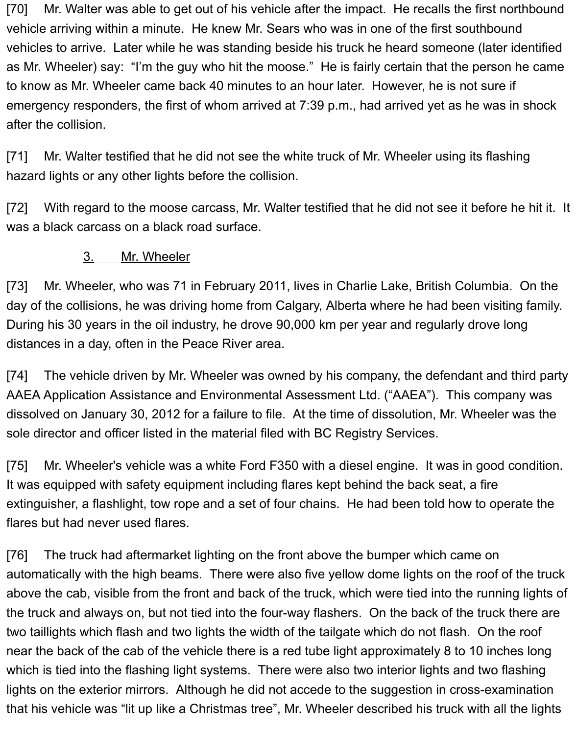[70] Mr. Walter was able to get out of his vehicle after the impact. He recalls the first northbound vehicle arriving within a minute. He knew Mr. Sears who was in one of the first southbound vehicles to arrive. Later while he was standing beside his truck he heard someone (later identified as Mr. Wheeler) say: "I'm the guy who hit the moose." He is fairly certain that the person he came to know as Mr. Wheeler came back 40 minutes to an hour later. However, he is not sure if emergency responders, the first of whom arrived at 7:39 p.m., had arrived yet as he was in shock after the collision.

[71] Mr. Walter testified that he did not see the white truck of Mr. Wheeler using its flashing hazard lights or any other lights before the collision.

[72] With regard to the moose carcass, Mr. Walter testified that he did not see it before he hit it. It was a black carcass on a black road surface.

### 3. Mr. Wheeler

[73] Mr. Wheeler, who was 71 in February 2011, lives in Charlie Lake, British Columbia. On the day of the collisions, he was driving home from Calgary, Alberta where he had been visiting family. During his 30 years in the oil industry, he drove 90,000 km per year and regularly drove long distances in a day, often in the Peace River area.

[74] The vehicle driven by Mr. Wheeler was owned by his company, the defendant and third party AAEA Application Assistance and Environmental Assessment Ltd. ("AAEA"). This company was dissolved on January 30, 2012 for a failure to file. At the time of dissolution, Mr. Wheeler was the sole director and officer listed in the material filed with BC Registry Services.

[75] Mr. Wheeler's vehicle was a white Ford F350 with a diesel engine. It was in good condition. It was equipped with safety equipment including flares kept behind the back seat, a fire extinguisher, a flashlight, tow rope and a set of four chains. He had been told how to operate the flares but had never used flares.

[76] The truck had aftermarket lighting on the front above the bumper which came on automatically with the high beams. There were also five yellow dome lights on the roof of the truck above the cab, visible from the front and back of the truck, which were tied into the running lights of the truck and always on, but not tied into the four-way flashers. On the back of the truck there are two taillights which flash and two lights the width of the tailgate which do not flash. On the roof near the back of the cab of the vehicle there is a red tube light approximately 8 to 10 inches long which is tied into the flashing light systems. There were also two interior lights and two flashing lights on the exterior mirrors. Although he did not accede to the suggestion in cross-examination that his vehicle was "lit up like a Christmas tree", Mr. Wheeler described his truck with all the lights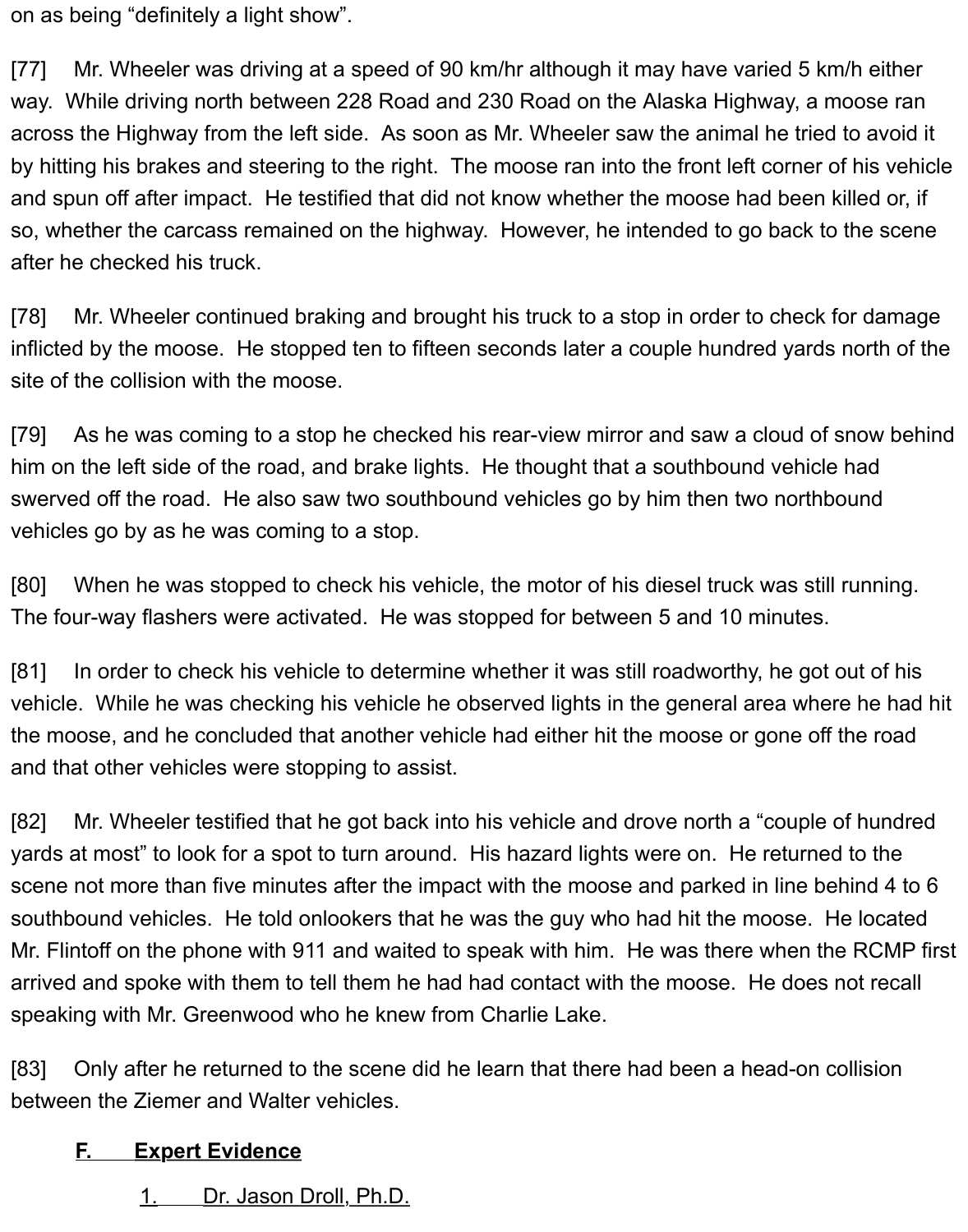on as being “definitely a light show”.

[77] Mr. Wheeler was driving at a speed of 90 km/hr although it may have varied 5 km/h either way. While driving north between 228 Road and 230 Road on the Alaska Highway, a moose ran across the Highway from the left side. As soon as Mr. Wheeler saw the animal he tried to avoid it by hitting his brakes and steering to the right. The moose ran into the front left corner of his vehicle and spun off after impact. He testified that did not know whether the moose had been killed or, if so, whether the carcass remained on the highway. However, he intended to go back to the scene after he checked his truck.

[78] Mr. Wheeler continued braking and brought his truck to a stop in order to check for damage inflicted by the moose. He stopped ten to fifteen seconds later a couple hundred yards north of the site of the collision with the moose.

[79] As he was coming to a stop he checked his rear-view mirror and saw a cloud of snow behind him on the left side of the road, and brake lights. He thought that a southbound vehicle had swerved off the road. He also saw two southbound vehicles go by him then two northbound vehicles go by as he was coming to a stop.

[80] When he was stopped to check his vehicle, the motor of his diesel truck was still running. The four-way flashers were activated. He was stopped for between 5 and 10 minutes.

[81] In order to check his vehicle to determine whether it was still roadworthy, he got out of his vehicle. While he was checking his vehicle he observed lights in the general area where he had hit the moose, and he concluded that another vehicle had either hit the moose or gone off the road and that other vehicles were stopping to assist.

[82] Mr. Wheeler testified that he got back into his vehicle and drove north a “couple of hundred yards at most” to look for a spot to turn around. His hazard lights were on. He returned to the scene not more than five minutes after the impact with the moose and parked in line behind 4 to 6 southbound vehicles. He told onlookers that he was the guy who had hit the moose. He located Mr. Flintoff on the phone with 911 and waited to speak with him. He was there when the RCMP first arrived and spoke with them to tell them he had had contact with the moose. He does not recall speaking with Mr. Greenwood who he knew from Charlie Lake.

[83] Only after he returned to the scene did he learn that there had been a head-on collision between the Ziemer and Walter vehicles.

## F. Expert Evidence

### 1. Dr. Jason Droll, Ph.D.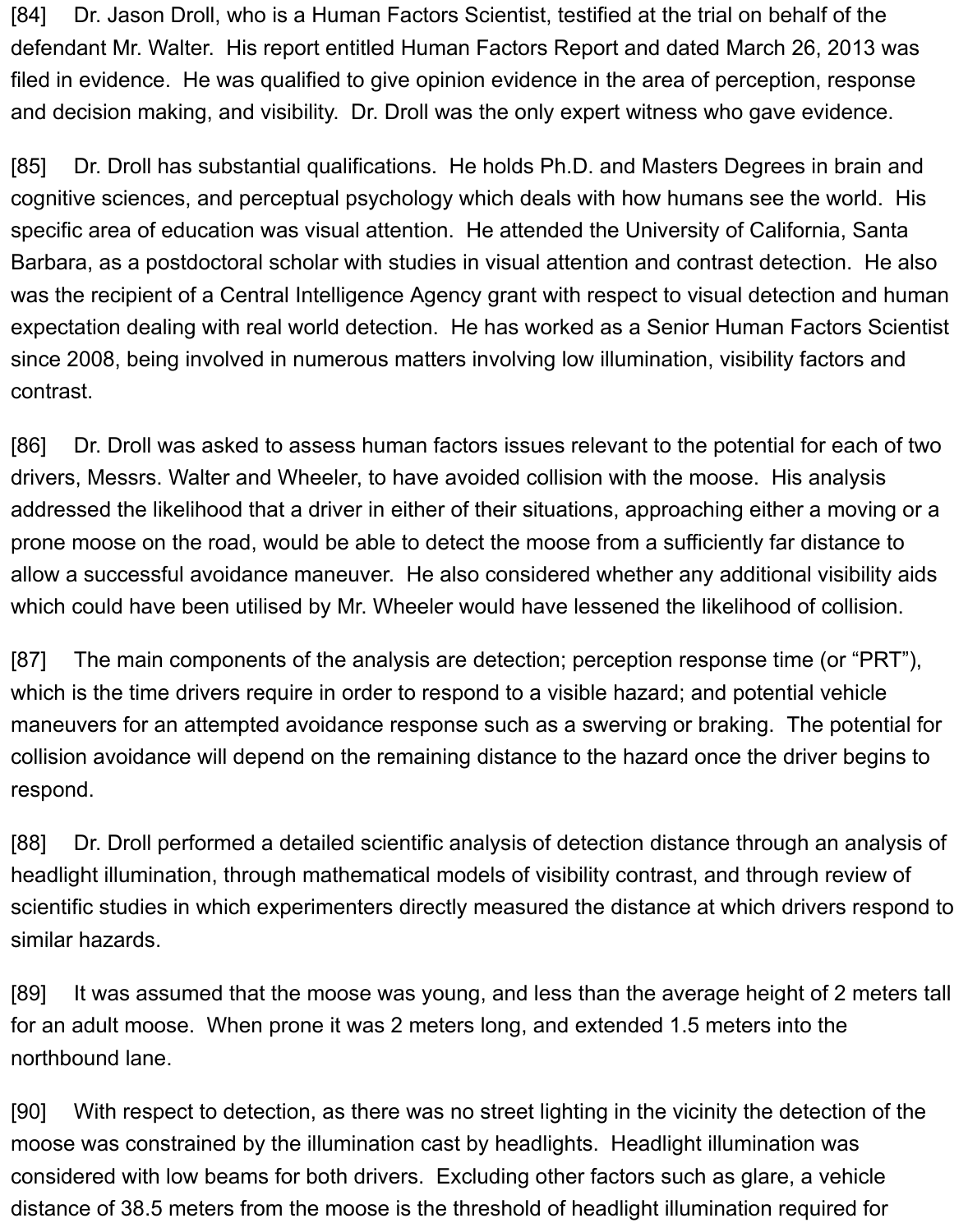[84] Dr. Jason Droll, who is a Human Factors Scientist, testified at the trial on behalf of the defendant Mr. Walter. His report entitled Human Factors Report and dated March 26, 2013 was filed in evidence. He was qualified to give opinion evidence in the area of perception, response and decision making, and visibility. Dr. Droll was the only expert witness who gave evidence.

[85] Dr. Droll has substantial qualifications. He holds Ph.D. and Masters Degrees in brain and cognitive sciences, and perceptual psychology which deals with how humans see the world. His specific area of education was visual attention. He attended the University of California, Santa Barbara, as a postdoctoral scholar with studies in visual attention and contrast detection. He also was the recipient of a Central Intelligence Agency grant with respect to visual detection and human expectation dealing with real world detection. He has worked as a Senior Human Factors Scientist since 2008, being involved in numerous matters involving low illumination, visibility factors and contrast.

[86] Dr. Droll was asked to assess human factors issues relevant to the potential for each of two drivers, Messrs. Walter and Wheeler, to have avoided collision with the moose. His analysis addressed the likelihood that a driver in either of their situations, approaching either a moving or a prone moose on the road, would be able to detect the moose from a sufficiently far distance to allow a successful avoidance maneuver. He also considered whether any additional visibility aids which could have been utilised by Mr. Wheeler would have lessened the likelihood of collision.

[87] The main components of the analysis are detection; perception response time (or "PRT"), which is the time drivers require in order to respond to a visible hazard; and potential vehicle maneuvers for an attempted avoidance response such as a swerving or braking. The potential for collision avoidance will depend on the remaining distance to the hazard once the driver begins to respond.

[88] Dr. Droll performed a detailed scientific analysis of detection distance through an analysis of headlight illumination, through mathematical models of visibility contrast, and through review of scientific studies in which experimenters directly measured the distance at which drivers respond to similar hazards.

[89] It was assumed that the moose was young, and less than the average height of 2 meters tall for an adult moose. When prone it was 2 meters long, and extended 1.5 meters into the northbound lane.

[90] With respect to detection, as there was no street lighting in the vicinity the detection of the moose was constrained by the illumination cast by headlights. Headlight illumination was considered with low beams for both drivers. Excluding other factors such as glare, a vehicle distance of 38.5 meters from the moose is the threshold of headlight illumination required for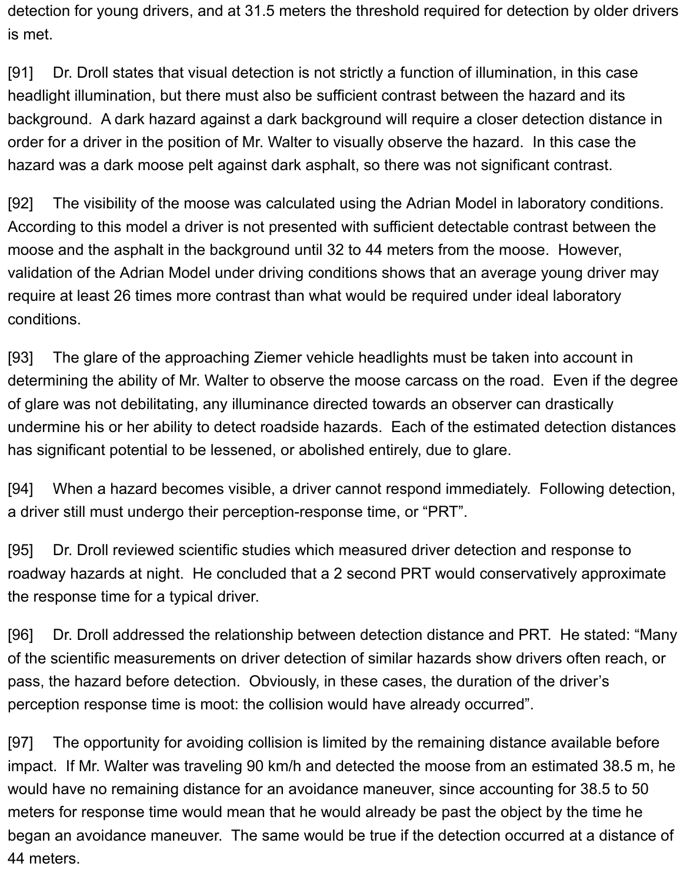detection for young drivers, and at 31.5 meters the threshold required for detection by older drivers is met.

[91] Dr. Droll states that visual detection is not strictly a function of illumination, in this case headlight illumination, but there must also be sufficient contrast between the hazard and its background. A dark hazard against a dark background will require a closer detection distance in order for a driver in the position of Mr. Walter to visually observe the hazard. In this case the hazard was a dark moose pelt against dark asphalt, so there was not significant contrast.

[92] The visibility of the moose was calculated using the Adrian Model in laboratory conditions. According to this model a driver is not presented with sufficient detectable contrast between the moose and the asphalt in the background until 32 to 44 meters from the moose. However, validation of the Adrian Model under driving conditions shows that an average young driver may require at least 26 times more contrast than what would be required under ideal laboratory conditions.

[93] The glare of the approaching Ziemer vehicle headlights must be taken into account in determining the ability of Mr. Walter to observe the moose carcass on the road. Even if the degree of glare was not debilitating, any illuminance directed towards an observer can drastically undermine his or her ability to detect roadside hazards. Each of the estimated detection distances has significant potential to be lessened, or abolished entirely, due to glare.

[94] When a hazard becomes visible, a driver cannot respond immediately. Following detection, a driver still must undergo their perception-response time, or "PRT".

[95] Dr. Droll reviewed scientific studies which measured driver detection and response to roadway hazards at night. He concluded that a 2 second PRT would conservatively approximate the response time for a typical driver.

[96] Dr. Droll addressed the relationship between detection distance and PRT. He stated: "Many of the scientific measurements on driver detection of similar hazards show drivers often reach, or pass, the hazard before detection. Obviously, in these cases, the duration of the driver's perception response time is moot: the collision would have already occurred".

[97] The opportunity for avoiding collision is limited by the remaining distance available before impact. If Mr. Walter was traveling 90 km/h and detected the moose from an estimated 38.5 m, he would have no remaining distance for an avoidance maneuver, since accounting for 38.5 to 50 meters for response time would mean that he would already be past the object by the time he began an avoidance maneuver. The same would be true if the detection occurred at a distance of 44 meters.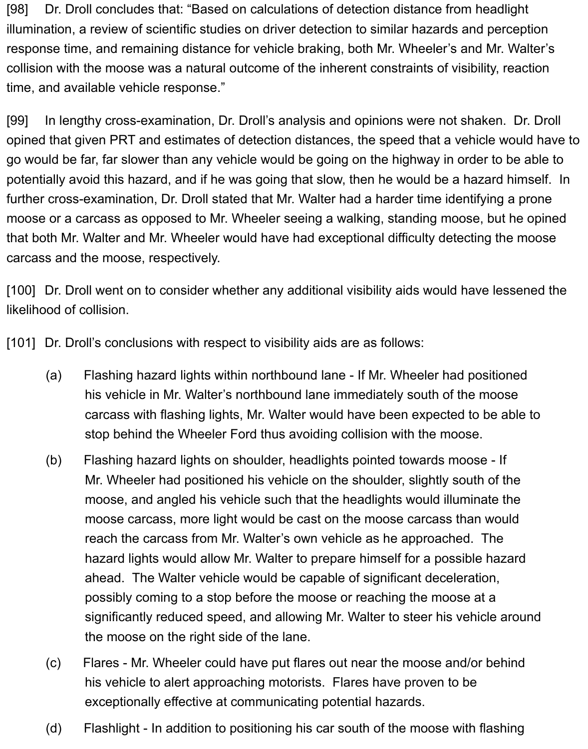[98] Dr. Droll concludes that: "Based on calculations of detection distance from headlight illumination, a review of scientific studies on driver detection to similar hazards and perception response time, and remaining distance for vehicle braking, both Mr. Wheeler's and Mr. Walter's collision with the moose was a natural outcome of the inherent constraints of visibility, reaction time, and available vehicle response."

[99] In lengthy cross-examination, Dr. Droll's analysis and opinions were not shaken. Dr. Droll opined that given PRT and estimates of detection distances, the speed that a vehicle would have to go would be far, far slower than any vehicle would be going on the highway in order to be able to potentially avoid this hazard, and if he was going that slow, then he would be a hazard himself. In further cross-examination, Dr. Droll stated that Mr. Walter had a harder time identifying a prone moose or a carcass as opposed to Mr. Wheeler seeing a walking, standing moose, but he opined that both Mr. Walter and Mr. Wheeler would have had exceptional difficulty detecting the moose carcass and the moose, respectively.

[100] Dr. Droll went on to consider whether any additional visibility aids would have lessened the likelihood of collision.

[101] Dr. Droll's conclusions with respect to visibility aids are as follows:

(a) Flashing hazard lights within northbound lane - If Mr. Wheeler had positioned his vehicle in Mr. Walter's northbound lane immediately south of the moose carcass with flashing lights, Mr. Walter would have been expected to be able to stop behind the Wheeler Ford thus avoiding collision with the moose.

(b) Flashing hazard lights on shoulder, headlights pointed towards moose - If Mr. Wheeler had positioned his vehicle on the shoulder, slightly south of the moose, and angled his vehicle such that the headlights would illuminate the moose carcass, more light would be cast on the moose carcass than would reach the carcass from Mr. Walter's own vehicle as he approached. The hazard lights would allow Mr. Walter to prepare himself for a possible hazard ahead. The Walter vehicle would be capable of significant deceleration, possibly coming to a stop before the moose or reaching the moose at a significantly reduced speed, and allowing Mr. Walter to steer his vehicle around the moose on the right side of the lane.

(c) Flares - Mr. Wheeler could have put flares out near the moose and/or behind his vehicle to alert approaching motorists. Flares have proven to be exceptionally effective at communicating potential hazards.

(d) Flashlight - In addition to positioning his car south of the moose with flashing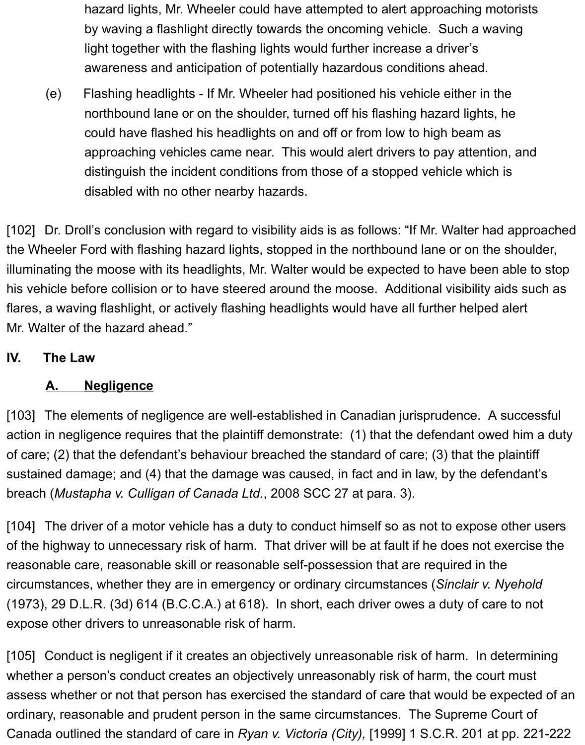hazard lights, Mr. Wheeler could have attempted to alert approaching motorists by waving a flashlight directly towards the oncoming vehicle. Such a waving light together with the flashing lights would further increase a driver's awareness and anticipation of potentially hazardous conditions ahead.

(e) Flashing headlights - If Mr. Wheeler had positioned his vehicle either in the northbound lane or on the shoulder, turned off his flashing hazard lights, he could have flashed his headlights on and off or from low to high beam as approaching vehicles came near. This would alert drivers to pay attention, and distinguish the incident conditions from those of a stopped vehicle which is disabled with no other nearby hazards.

[102] Dr. Droll's conclusion with regard to visibility aids is as follows: "If Mr. Walter had approached the Wheeler Ford with flashing hazard lights, stopped in the northbound lane or on the shoulder, illuminating the moose with its headlights, Mr. Walter would be expected to have been able to stop his vehicle before collision or to have steered around the moose. Additional visibility aids such as flares, a waving flashlight, or actively flashing headlights would have all further helped alert Mr. Walter of the hazard ahead."

## IV. The Law

### A. Negligence

[103] The elements of negligence are well-established in Canadian jurisprudence. A successful action in negligence requires that the plaintiff demonstrate: (1) that the defendant owed him a duty of care; (2) that the defendant's behaviour breached the standard of care; (3) that the plaintiff sustained damage; and (4) that the damage was caused, in fact and in law, by the defendant's breach (*Mustapha v. Culligan of Canada Ltd.*, 2008 SCC 27 at para. 3).

[104] The driver of a motor vehicle has a duty to conduct himself so as not to expose other users of the highway to unnecessary risk of harm. That driver will be at fault if he does not exercise the reasonable care, reasonable skill or reasonable self-possession that are required in the circumstances, whether they are in emergency or ordinary circumstances (*Sinclair v. Nyehold* (1973), 29 D.L.R. (3d) 614 (B.C.C.A.) at 618). In short, each driver owes a duty of care to not expose other drivers to unreasonable risk of harm.

[105] Conduct is negligent if it creates an objectively unreasonable risk of harm. In determining whether a person's conduct creates an objectively unreasonably risk of harm, the court must assess whether or not that person has exercised the standard of care that would be expected of an ordinary, reasonable and prudent person in the same circumstances. The Supreme Court of Canada outlined the standard of care in *Ryan v. Victoria (City),* [1999] 1 S.C.R. 201 at pp. 221-222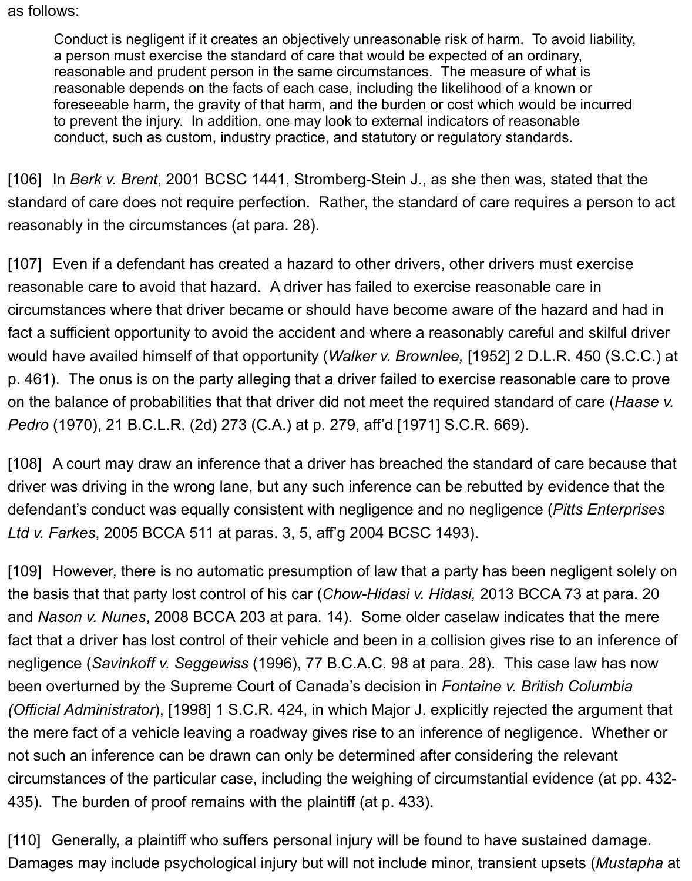as follows:

> Conduct is negligent if it creates an objectively unreasonable risk of harm. To avoid liability, a person must exercise the standard of care that would be expected of an ordinary, reasonable and prudent person in the same circumstances. The measure of what is reasonable depends on the facts of each case, including the likelihood of a known or foreseeable harm, the gravity of that harm, and the burden or cost which would be incurred to prevent the injury. In addition, one may look to external indicators of reasonable conduct, such as custom, industry practice, and statutory or regulatory standards.

[106] In *Berk v. Brent*, 2001 BCSC 1441, Stromberg-Stein J., as she then was, stated that the standard of care does not require perfection. Rather, the standard of care requires a person to act reasonably in the circumstances (at para. 28).

[107] Even if a defendant has created a hazard to other drivers, other drivers must exercise reasonable care to avoid that hazard. A driver has failed to exercise reasonable care in circumstances where that driver became or should have become aware of the hazard and had in fact a sufficient opportunity to avoid the accident and where a reasonably careful and skilful driver would have availed himself of that opportunity (*Walker v. Brownlee,* [1952] 2 D.L.R. 450 (S.C.C.) at p. 461). The onus is on the party alleging that a driver failed to exercise reasonable care to prove on the balance of probabilities that that driver did not meet the required standard of care (*Haase v. Pedro* (1970), 21 B.C.L.R. (2d) 273 (C.A.) at p. 279, aff'd [1971] S.C.R. 669).

[108] A court may draw an inference that a driver has breached the standard of care because that driver was driving in the wrong lane, but any such inference can be rebutted by evidence that the defendant's conduct was equally consistent with negligence and no negligence (*Pitts Enterprises Ltd v. Farkes*, 2005 BCCA 511 at paras. 3, 5, aff'g 2004 BCSC 1493).

[109] However, there is no automatic presumption of law that a party has been negligent solely on the basis that that party lost control of his car (*Chow-Hidasi v. Hidasi,* 2013 BCCA 73 at para. 20 and *Nason v. Nunes*, 2008 BCCA 203 at para. 14). Some older caselaw indicates that the mere fact that a driver has lost control of their vehicle and been in a collision gives rise to an inference of negligence (*Savinkoff v. Seggewiss* (1996), 77 B.C.A.C. 98 at para. 28). This case law has now been overturned by the Supreme Court of Canada's decision in *Fontaine v. British Columbia (Official Administrator*), [1998] 1 S.C.R. 424, in which Major J. explicitly rejected the argument that the mere fact of a vehicle leaving a roadway gives rise to an inference of negligence. Whether or not such an inference can be drawn can only be determined after considering the relevant circumstances of the particular case, including the weighing of circumstantial evidence (at pp. 432-435). The burden of proof remains with the plaintiff (at p. 433).

[110] Generally, a plaintiff who suffers personal injury will be found to have sustained damage. Damages may include psychological injury but will not include minor, transient upsets (*Mustapha* at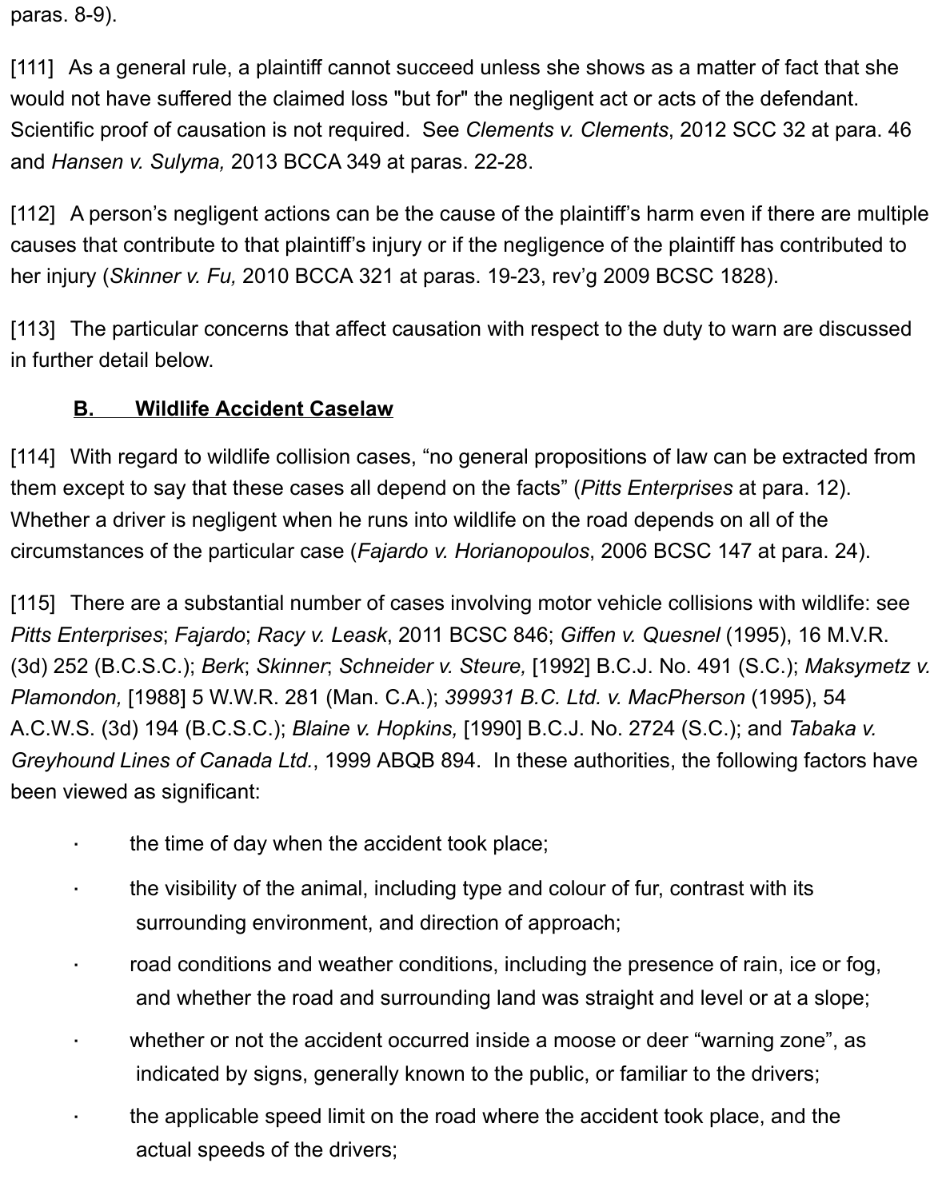paras. 8-9).

[111] As a general rule, a plaintiff cannot succeed unless she shows as a matter of fact that she would not have suffered the claimed loss "but for" the negligent act or acts of the defendant. Scientific proof of causation is not required. See *Clements v. Clements*, 2012 SCC 32 at para. 46 and *Hansen v. Sulyma,* 2013 BCCA 349 at paras. 22-28.

[112] A person's negligent actions can be the cause of the plaintiff's harm even if there are multiple causes that contribute to that plaintiff's injury or if the negligence of the plaintiff has contributed to her injury (*Skinner v. Fu,* 2010 BCCA 321 at paras. 19-23, rev'g 2009 BCSC 1828).

[113] The particular concerns that affect causation with respect to the duty to warn are discussed in further detail below.

## B. Wildlife Accident Caselaw

[114] With regard to wildlife collision cases, "no general propositions of law can be extracted from them except to say that these cases all depend on the facts" (*Pitts Enterprises* at para. 12). Whether a driver is negligent when he runs into wildlife on the road depends on all of the circumstances of the particular case (*Fajardo v. Horianopoulos*, 2006 BCSC 147 at para. 24).

[115] There are a substantial number of cases involving motor vehicle collisions with wildlife: see *Pitts Enterprises*; *Fajardo*; *Racy v. Leask*, 2011 BCSC 846; *Giffen v. Quesnel* (1995), 16 M.V.R. (3d) 252 (B.C.S.C.); *Berk*; *Skinner*; *Schneider v. Steure,* [1992] B.C.J. No. 491 (S.C.); *Maksymetz v. Plamondon,* [1988] 5 W.W.R. 281 (Man. C.A.); *399931 B.C. Ltd. v. MacPherson* (1995), 54 A.C.W.S. (3d) 194 (B.C.S.C.); *Blaine v. Hopkins,* [1990] B.C.J. No. 2724 (S.C.); and *Tabaka v. Greyhound Lines of Canada Ltd.*, 1999 ABQB 894. In these authorities, the following factors have been viewed as significant:

- the time of day when the accident took place;
- the visibility of the animal, including type and colour of fur, contrast with its surrounding environment, and direction of approach;
- road conditions and weather conditions, including the presence of rain, ice or fog, and whether the road and surrounding land was straight and level or at a slope;
- whether or not the accident occurred inside a moose or deer "warning zone", as indicated by signs, generally known to the public, or familiar to the drivers;
- the applicable speed limit on the road where the accident took place, and the actual speeds of the drivers;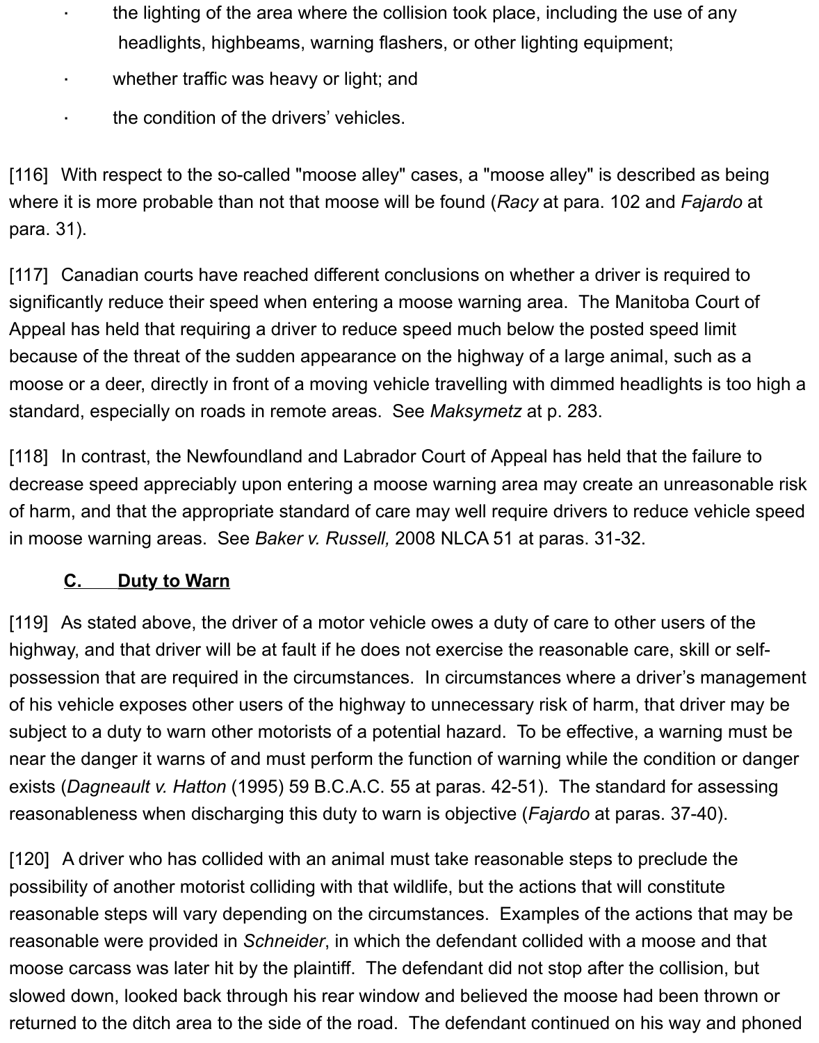- the lighting of the area where the collision took place, including the use of any headlights, highbeams, warning flashers, or other lighting equipment;
- whether traffic was heavy or light; and
- the condition of the drivers' vehicles.

[116] With respect to the so-called "moose alley" cases, a "moose alley" is described as being where it is more probable than not that moose will be found (*Racy* at para. 102 and *Fajardo* at para. 31).

[117] Canadian courts have reached different conclusions on whether a driver is required to significantly reduce their speed when entering a moose warning area. The Manitoba Court of Appeal has held that requiring a driver to reduce speed much below the posted speed limit because of the threat of the sudden appearance on the highway of a large animal, such as a moose or a deer, directly in front of a moving vehicle travelling with dimmed headlights is too high a standard, especially on roads in remote areas. See *Maksymetz* at p. 283.

[118] In contrast, the Newfoundland and Labrador Court of Appeal has held that the failure to decrease speed appreciably upon entering a moose warning area may create an unreasonable risk of harm, and that the appropriate standard of care may well require drivers to reduce vehicle speed in moose warning areas. See *Baker v. Russell,* 2008 NLCA 51 at paras. 31-32.

### C. Duty to Warn

[119] As stated above, the driver of a motor vehicle owes a duty of care to other users of the highway, and that driver will be at fault if he does not exercise the reasonable care, skill or self-possession that are required in the circumstances. In circumstances where a driver's management of his vehicle exposes other users of the highway to unnecessary risk of harm, that driver may be subject to a duty to warn other motorists of a potential hazard. To be effective, a warning must be near the danger it warns of and must perform the function of warning while the condition or danger exists (*Dagneault v. Hatton* (1995) 59 B.C.A.C. 55 at paras. 42-51). The standard for assessing reasonableness when discharging this duty to warn is objective (*Fajardo* at paras. 37-40).

[120] A driver who has collided with an animal must take reasonable steps to preclude the possibility of another motorist colliding with that wildlife, but the actions that will constitute reasonable steps will vary depending on the circumstances. Examples of the actions that may be reasonable were provided in *Schneider*, in which the defendant collided with a moose and that moose carcass was later hit by the plaintiff. The defendant did not stop after the collision, but slowed down, looked back through his rear window and believed the moose had been thrown or returned to the ditch area to the side of the road. The defendant continued on his way and phoned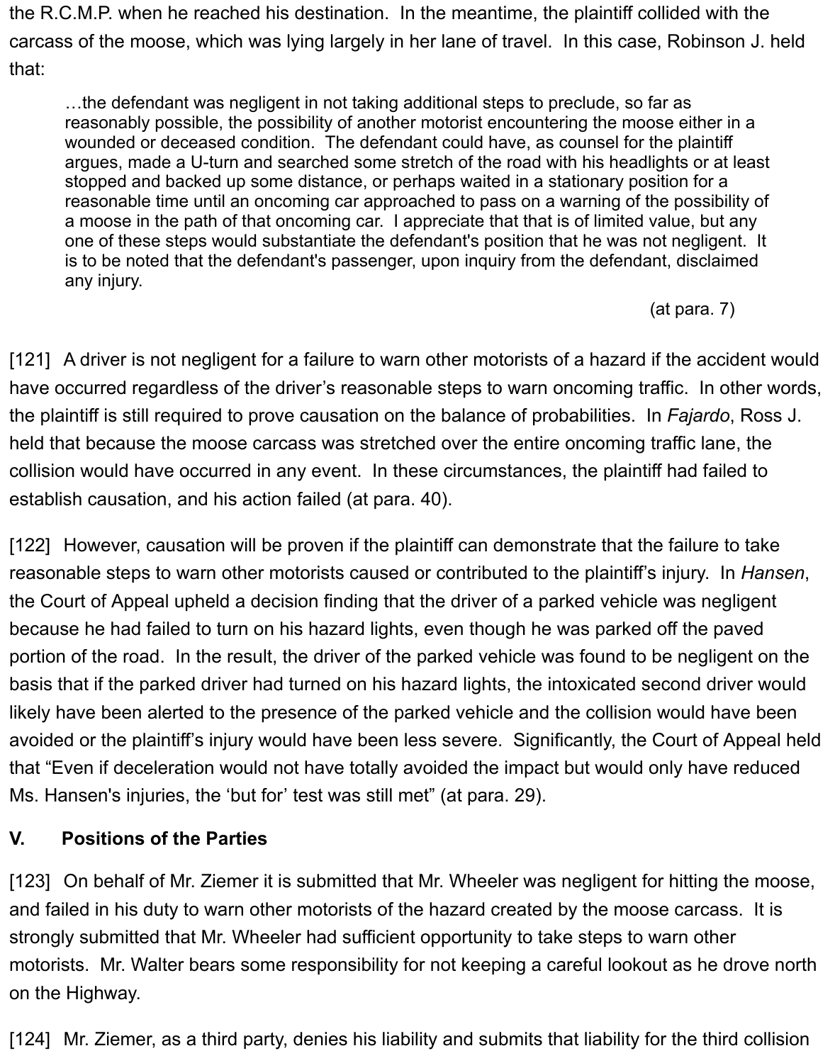the R.C.M.P. when he reached his destination. In the meantime, the plaintiff collided with the carcass of the moose, which was lying largely in her lane of travel. In this case, Robinson J. held that:

> …the defendant was negligent in not taking additional steps to preclude, so far as reasonably possible, the possibility of another motorist encountering the moose either in a wounded or deceased condition. The defendant could have, as counsel for the plaintiff argues, made a U-turn and searched some stretch of the road with his headlights or at least stopped and backed up some distance, or perhaps waited in a stationary position for a reasonable time until an oncoming car approached to pass on a warning of the possibility of a moose in the path of that oncoming car. I appreciate that that is of limited value, but any one of these steps would substantiate the defendant's position that he was not negligent. It is to be noted that the defendant's passenger, upon inquiry from the defendant, disclaimed any injury.
>
> (at para. 7)

[121] A driver is not negligent for a failure to warn other motorists of a hazard if the accident would have occurred regardless of the driver's reasonable steps to warn oncoming traffic. In other words, the plaintiff is still required to prove causation on the balance of probabilities. In *Fajardo*, Ross J. held that because the moose carcass was stretched over the entire oncoming traffic lane, the collision would have occurred in any event. In these circumstances, the plaintiff had failed to establish causation, and his action failed (at para. 40).

[122] However, causation will be proven if the plaintiff can demonstrate that the failure to take reasonable steps to warn other motorists caused or contributed to the plaintiff's injury. In *Hansen*, the Court of Appeal upheld a decision finding that the driver of a parked vehicle was negligent because he had failed to turn on his hazard lights, even though he was parked off the paved portion of the road. In the result, the driver of the parked vehicle was found to be negligent on the basis that if the parked driver had turned on his hazard lights, the intoxicated second driver would likely have been alerted to the presence of the parked vehicle and the collision would have been avoided or the plaintiff's injury would have been less severe. Significantly, the Court of Appeal held that "Even if deceleration would not have totally avoided the impact but would only have reduced Ms. Hansen's injuries, the 'but for' test was still met" (at para. 29).

## V. Positions of the Parties

[123] On behalf of Mr. Ziemer it is submitted that Mr. Wheeler was negligent for hitting the moose, and failed in his duty to warn other motorists of the hazard created by the moose carcass. It is strongly submitted that Mr. Wheeler had sufficient opportunity to take steps to warn other motorists. Mr. Walter bears some responsibility for not keeping a careful lookout as he drove north on the Highway.

[124] Mr. Ziemer, as a third party, denies his liability and submits that liability for the third collision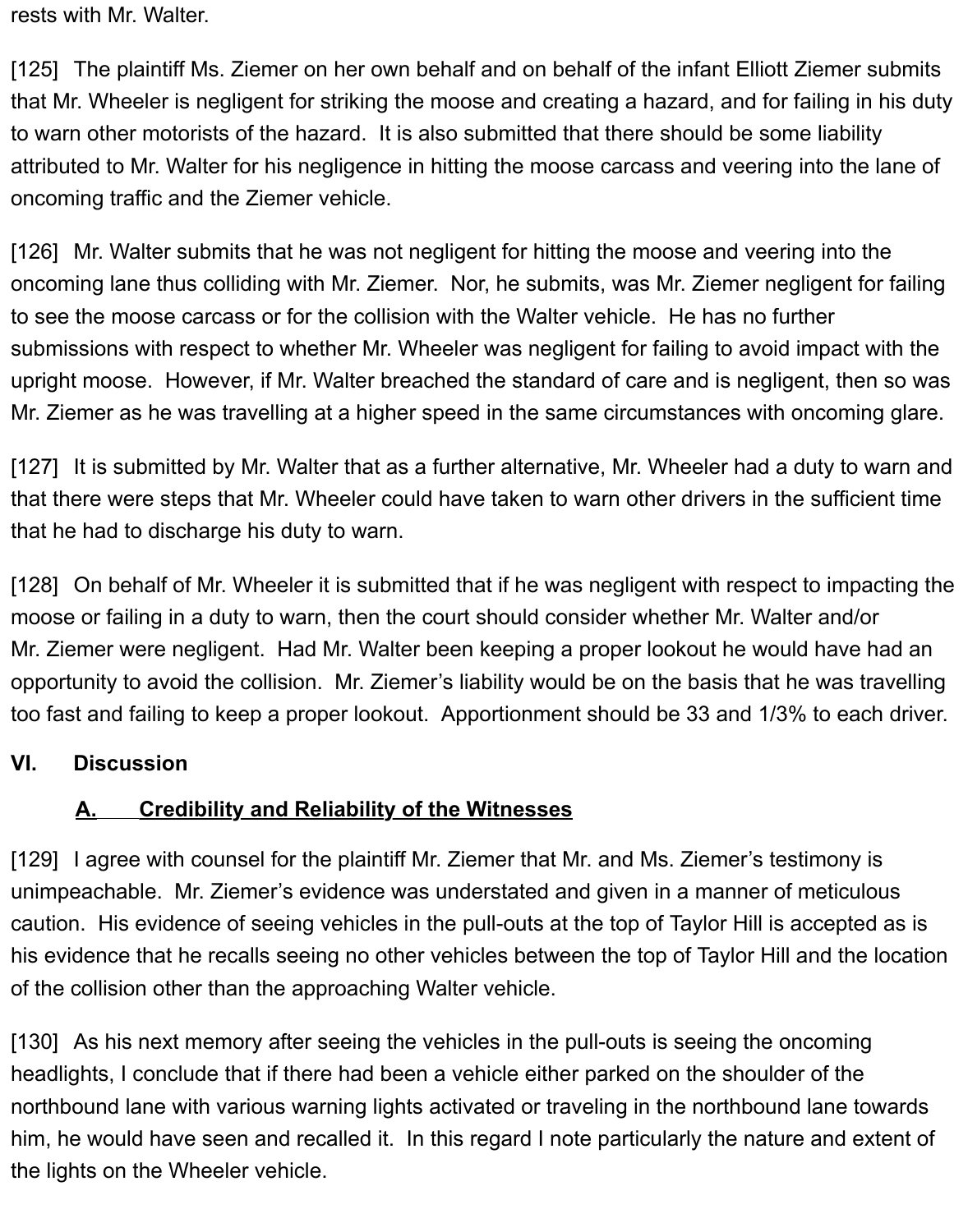rests with Mr. Walter.

[125] The plaintiff Ms. Ziemer on her own behalf and on behalf of the infant Elliott Ziemer submits that Mr. Wheeler is negligent for striking the moose and creating a hazard, and for failing in his duty to warn other motorists of the hazard. It is also submitted that there should be some liability attributed to Mr. Walter for his negligence in hitting the moose carcass and veering into the lane of oncoming traffic and the Ziemer vehicle.

[126] Mr. Walter submits that he was not negligent for hitting the moose and veering into the oncoming lane thus colliding with Mr. Ziemer. Nor, he submits, was Mr. Ziemer negligent for failing to see the moose carcass or for the collision with the Walter vehicle. He has no further submissions with respect to whether Mr. Wheeler was negligent for failing to avoid impact with the upright moose. However, if Mr. Walter breached the standard of care and is negligent, then so was Mr. Ziemer as he was travelling at a higher speed in the same circumstances with oncoming glare.

[127] It is submitted by Mr. Walter that as a further alternative, Mr. Wheeler had a duty to warn and that there were steps that Mr. Wheeler could have taken to warn other drivers in the sufficient time that he had to discharge his duty to warn.

[128] On behalf of Mr. Wheeler it is submitted that if he was negligent with respect to impacting the moose or failing in a duty to warn, then the court should consider whether Mr. Walter and/or Mr. Ziemer were negligent. Had Mr. Walter been keeping a proper lookout he would have had an opportunity to avoid the collision. Mr. Ziemer's liability would be on the basis that he was travelling too fast and failing to keep a proper lookout. Apportionment should be 33 and 1/3% to each driver.

## VI. Discussion

### A. Credibility and Reliability of the Witnesses

[129] I agree with counsel for the plaintiff Mr. Ziemer that Mr. and Ms. Ziemer's testimony is unimpeachable. Mr. Ziemer's evidence was understated and given in a manner of meticulous caution. His evidence of seeing vehicles in the pull-outs at the top of Taylor Hill is accepted as is his evidence that he recalls seeing no other vehicles between the top of Taylor Hill and the location of the collision other than the approaching Walter vehicle.

[130] As his next memory after seeing the vehicles in the pull-outs is seeing the oncoming headlights, I conclude that if there had been a vehicle either parked on the shoulder of the northbound lane with various warning lights activated or traveling in the northbound lane towards him, he would have seen and recalled it. In this regard I note particularly the nature and extent of the lights on the Wheeler vehicle.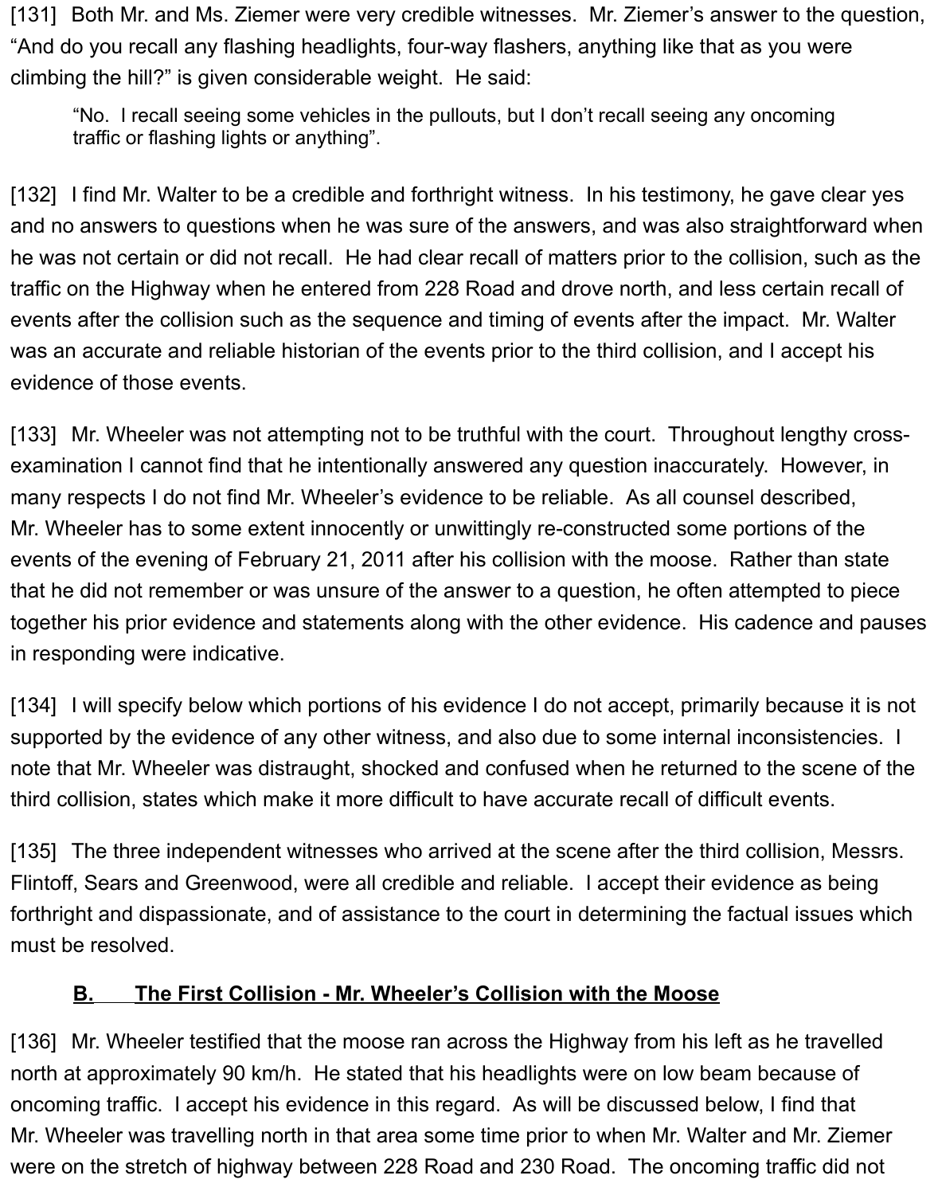[131] Both Mr. and Ms. Ziemer were very credible witnesses. Mr. Ziemer's answer to the question, "And do you recall any flashing headlights, four-way flashers, anything like that as you were climbing the hill?" is given considerable weight. He said:

> "No. I recall seeing some vehicles in the pullouts, but I don't recall seeing any oncoming traffic or flashing lights or anything".

[132] I find Mr. Walter to be a credible and forthright witness. In his testimony, he gave clear yes and no answers to questions when he was sure of the answers, and was also straightforward when he was not certain or did not recall. He had clear recall of matters prior to the collision, such as the traffic on the Highway when he entered from 228 Road and drove north, and less certain recall of events after the collision such as the sequence and timing of events after the impact. Mr. Walter was an accurate and reliable historian of the events prior to the third collision, and I accept his evidence of those events.

[133] Mr. Wheeler was not attempting not to be truthful with the court. Throughout lengthy cross-examination I cannot find that he intentionally answered any question inaccurately. However, in many respects I do not find Mr. Wheeler's evidence to be reliable. As all counsel described, Mr. Wheeler has to some extent innocently or unwittingly re-constructed some portions of the events of the evening of February 21, 2011 after his collision with the moose. Rather than state that he did not remember or was unsure of the answer to a question, he often attempted to piece together his prior evidence and statements along with the other evidence. His cadence and pauses in responding were indicative.

[134] I will specify below which portions of his evidence I do not accept, primarily because it is not supported by the evidence of any other witness, and also due to some internal inconsistencies. I note that Mr. Wheeler was distraught, shocked and confused when he returned to the scene of the third collision, states which make it more difficult to have accurate recall of difficult events.

[135] The three independent witnesses who arrived at the scene after the third collision, Messrs. Flintoff, Sears and Greenwood, were all credible and reliable. I accept their evidence as being forthright and dispassionate, and of assistance to the court in determining the factual issues which must be resolved.

### B. The First Collision - Mr. Wheeler's Collision with the Moose

[136] Mr. Wheeler testified that the moose ran across the Highway from his left as he travelled north at approximately 90 km/h. He stated that his headlights were on low beam because of oncoming traffic. I accept his evidence in this regard. As will be discussed below, I find that Mr. Wheeler was travelling north in that area some time prior to when Mr. Walter and Mr. Ziemer were on the stretch of highway between 228 Road and 230 Road. The oncoming traffic did not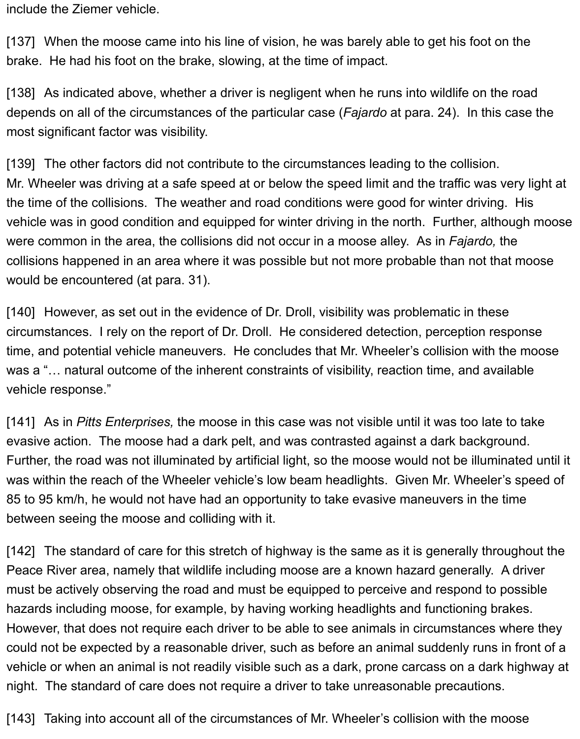include the Ziemer vehicle.

[137] When the moose came into his line of vision, he was barely able to get his foot on the brake. He had his foot on the brake, slowing, at the time of impact.

[138] As indicated above, whether a driver is negligent when he runs into wildlife on the road depends on all of the circumstances of the particular case (*Fajardo* at para. 24). In this case the most significant factor was visibility.

[139] The other factors did not contribute to the circumstances leading to the collision. Mr. Wheeler was driving at a safe speed at or below the speed limit and the traffic was very light at the time of the collisions. The weather and road conditions were good for winter driving. His vehicle was in good condition and equipped for winter driving in the north. Further, although moose were common in the area, the collisions did not occur in a moose alley. As in *Fajardo,* the collisions happened in an area where it was possible but not more probable than not that moose would be encountered (at para. 31).

[140] However, as set out in the evidence of Dr. Droll, visibility was problematic in these circumstances. I rely on the report of Dr. Droll. He considered detection, perception response time, and potential vehicle maneuvers. He concludes that Mr. Wheeler's collision with the moose was a "… natural outcome of the inherent constraints of visibility, reaction time, and available vehicle response."

[141] As in *Pitts Enterprises,* the moose in this case was not visible until it was too late to take evasive action. The moose had a dark pelt, and was contrasted against a dark background. Further, the road was not illuminated by artificial light, so the moose would not be illuminated until it was within the reach of the Wheeler vehicle's low beam headlights. Given Mr. Wheeler's speed of 85 to 95 km/h, he would not have had an opportunity to take evasive maneuvers in the time between seeing the moose and colliding with it.

[142] The standard of care for this stretch of highway is the same as it is generally throughout the Peace River area, namely that wildlife including moose are a known hazard generally. A driver must be actively observing the road and must be equipped to perceive and respond to possible hazards including moose, for example, by having working headlights and functioning brakes. However, that does not require each driver to be able to see animals in circumstances where they could not be expected by a reasonable driver, such as before an animal suddenly runs in front of a vehicle or when an animal is not readily visible such as a dark, prone carcass on a dark highway at night. The standard of care does not require a driver to take unreasonable precautions.

[143] Taking into account all of the circumstances of Mr. Wheeler's collision with the moose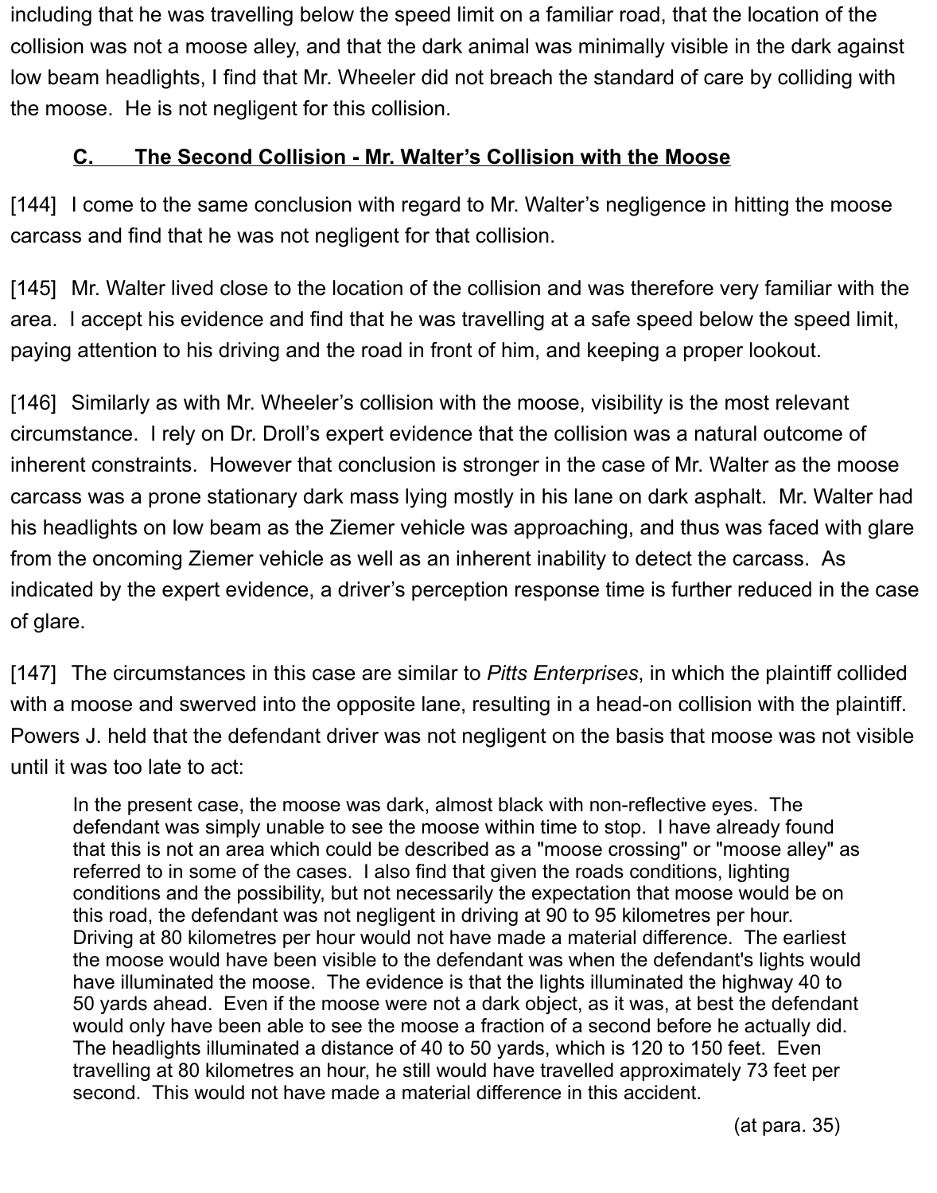including that he was travelling below the speed limit on a familiar road, that the location of the collision was not a moose alley, and that the dark animal was minimally visible in the dark against low beam headlights, I find that Mr. Wheeler did not breach the standard of care by colliding with the moose. He is not negligent for this collision.

### C. The Second Collision - Mr. Walter's Collision with the Moose

[144] I come to the same conclusion with regard to Mr. Walter's negligence in hitting the moose carcass and find that he was not negligent for that collision.

[145] Mr. Walter lived close to the location of the collision and was therefore very familiar with the area. I accept his evidence and find that he was travelling at a safe speed below the speed limit, paying attention to his driving and the road in front of him, and keeping a proper lookout.

[146] Similarly as with Mr. Wheeler's collision with the moose, visibility is the most relevant circumstance. I rely on Dr. Droll's expert evidence that the collision was a natural outcome of inherent constraints. However that conclusion is stronger in the case of Mr. Walter as the moose carcass was a prone stationary dark mass lying mostly in his lane on dark asphalt. Mr. Walter had his headlights on low beam as the Ziemer vehicle was approaching, and thus was faced with glare from the oncoming Ziemer vehicle as well as an inherent inability to detect the carcass. As indicated by the expert evidence, a driver's perception response time is further reduced in the case of glare.

[147] The circumstances in this case are similar to *Pitts Enterprises*, in which the plaintiff collided with a moose and swerved into the opposite lane, resulting in a head-on collision with the plaintiff. Powers J. held that the defendant driver was not negligent on the basis that moose was not visible until it was too late to act:

> In the present case, the moose was dark, almost black with non-reflective eyes. The defendant was simply unable to see the moose within time to stop. I have already found that this is not an area which could be described as a "moose crossing" or "moose alley" as referred to in some of the cases. I also find that given the roads conditions, lighting conditions and the possibility, but not necessarily the expectation that moose would be on this road, the defendant was not negligent in driving at 90 to 95 kilometres per hour. Driving at 80 kilometres per hour would not have made a material difference. The earliest the moose would have been visible to the defendant was when the defendant's lights would have illuminated the moose. The evidence is that the lights illuminated the highway 40 to 50 yards ahead. Even if the moose were not a dark object, as it was, at best the defendant would only have been able to see the moose a fraction of a second before he actually did. The headlights illuminated a distance of 40 to 50 yards, which is 120 to 150 feet. Even travelling at 80 kilometres an hour, he still would have travelled approximately 73 feet per second. This would not have made a material difference in this accident.
>
> (at para. 35)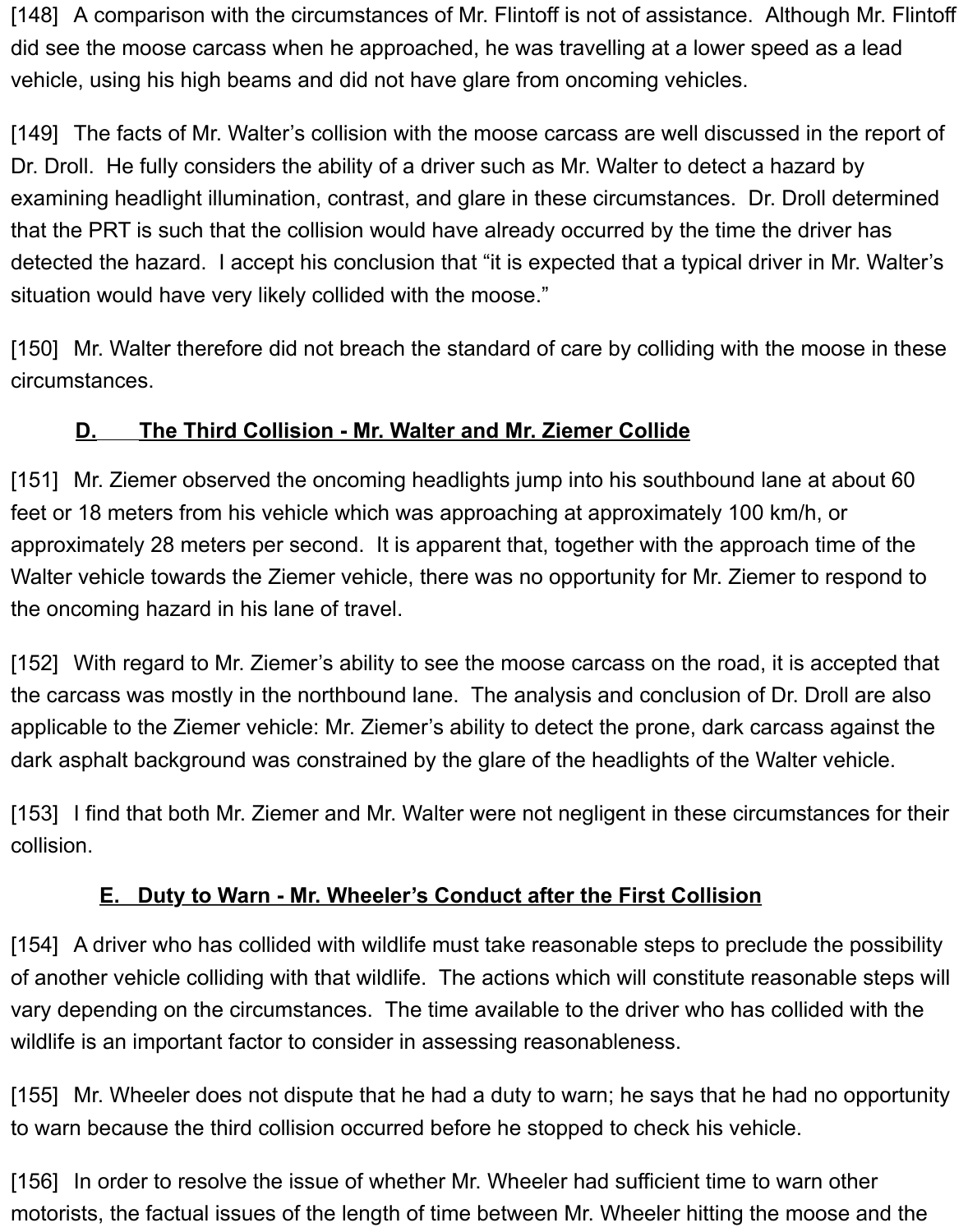[148] A comparison with the circumstances of Mr. Flintoff is not of assistance. Although Mr. Flintoff did see the moose carcass when he approached, he was travelling at a lower speed as a lead vehicle, using his high beams and did not have glare from oncoming vehicles.

[149] The facts of Mr. Walter's collision with the moose carcass are well discussed in the report of Dr. Droll. He fully considers the ability of a driver such as Mr. Walter to detect a hazard by examining headlight illumination, contrast, and glare in these circumstances. Dr. Droll determined that the PRT is such that the collision would have already occurred by the time the driver has detected the hazard. I accept his conclusion that "it is expected that a typical driver in Mr. Walter's situation would have very likely collided with the moose."

[150] Mr. Walter therefore did not breach the standard of care by colliding with the moose in these circumstances.

### D. The Third Collision - Mr. Walter and Mr. Ziemer Collide

[151] Mr. Ziemer observed the oncoming headlights jump into his southbound lane at about 60 feet or 18 meters from his vehicle which was approaching at approximately 100 km/h, or approximately 28 meters per second. It is apparent that, together with the approach time of the Walter vehicle towards the Ziemer vehicle, there was no opportunity for Mr. Ziemer to respond to the oncoming hazard in his lane of travel.

[152] With regard to Mr. Ziemer's ability to see the moose carcass on the road, it is accepted that the carcass was mostly in the northbound lane. The analysis and conclusion of Dr. Droll are also applicable to the Ziemer vehicle: Mr. Ziemer's ability to detect the prone, dark carcass against the dark asphalt background was constrained by the glare of the headlights of the Walter vehicle.

[153] I find that both Mr. Ziemer and Mr. Walter were not negligent in these circumstances for their collision.

### E. Duty to Warn - Mr. Wheeler's Conduct after the First Collision

[154] A driver who has collided with wildlife must take reasonable steps to preclude the possibility of another vehicle colliding with that wildlife. The actions which will constitute reasonable steps will vary depending on the circumstances. The time available to the driver who has collided with the wildlife is an important factor to consider in assessing reasonableness.

[155] Mr. Wheeler does not dispute that he had a duty to warn; he says that he had no opportunity to warn because the third collision occurred before he stopped to check his vehicle.

[156] In order to resolve the issue of whether Mr. Wheeler had sufficient time to warn other motorists, the factual issues of the length of time between Mr. Wheeler hitting the moose and the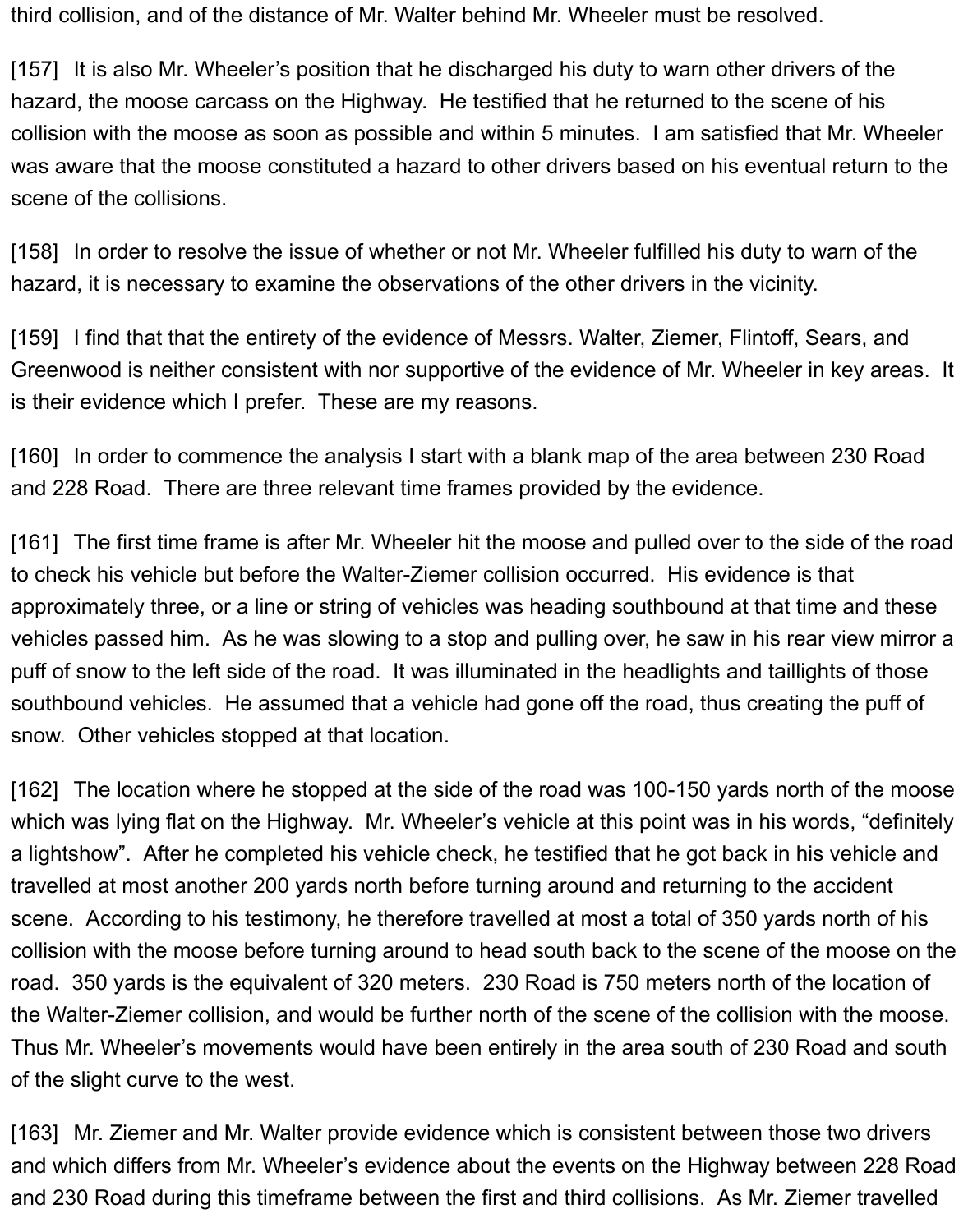third collision, and of the distance of Mr. Walter behind Mr. Wheeler must be resolved.

[157] It is also Mr. Wheeler's position that he discharged his duty to warn other drivers of the hazard, the moose carcass on the Highway. He testified that he returned to the scene of his collision with the moose as soon as possible and within 5 minutes. I am satisfied that Mr. Wheeler was aware that the moose constituted a hazard to other drivers based on his eventual return to the scene of the collisions.

[158] In order to resolve the issue of whether or not Mr. Wheeler fulfilled his duty to warn of the hazard, it is necessary to examine the observations of the other drivers in the vicinity.

[159] I find that that the entirety of the evidence of Messrs. Walter, Ziemer, Flintoff, Sears, and Greenwood is neither consistent with nor supportive of the evidence of Mr. Wheeler in key areas. It is their evidence which I prefer. These are my reasons.

[160] In order to commence the analysis I start with a blank map of the area between 230 Road and 228 Road. There are three relevant time frames provided by the evidence.

[161] The first time frame is after Mr. Wheeler hit the moose and pulled over to the side of the road to check his vehicle but before the Walter-Ziemer collision occurred. His evidence is that approximately three, or a line or string of vehicles was heading southbound at that time and these vehicles passed him. As he was slowing to a stop and pulling over, he saw in his rear view mirror a puff of snow to the left side of the road. It was illuminated in the headlights and taillights of those southbound vehicles. He assumed that a vehicle had gone off the road, thus creating the puff of snow. Other vehicles stopped at that location.

[162] The location where he stopped at the side of the road was 100-150 yards north of the moose which was lying flat on the Highway. Mr. Wheeler's vehicle at this point was in his words, "definitely a lightshow". After he completed his vehicle check, he testified that he got back in his vehicle and travelled at most another 200 yards north before turning around and returning to the accident scene. According to his testimony, he therefore travelled at most a total of 350 yards north of his collision with the moose before turning around to head south back to the scene of the moose on the road. 350 yards is the equivalent of 320 meters. 230 Road is 750 meters north of the location of the Walter-Ziemer collision, and would be further north of the scene of the collision with the moose. Thus Mr. Wheeler's movements would have been entirely in the area south of 230 Road and south of the slight curve to the west.

[163] Mr. Ziemer and Mr. Walter provide evidence which is consistent between those two drivers and which differs from Mr. Wheeler's evidence about the events on the Highway between 228 Road and 230 Road during this timeframe between the first and third collisions. As Mr. Ziemer travelled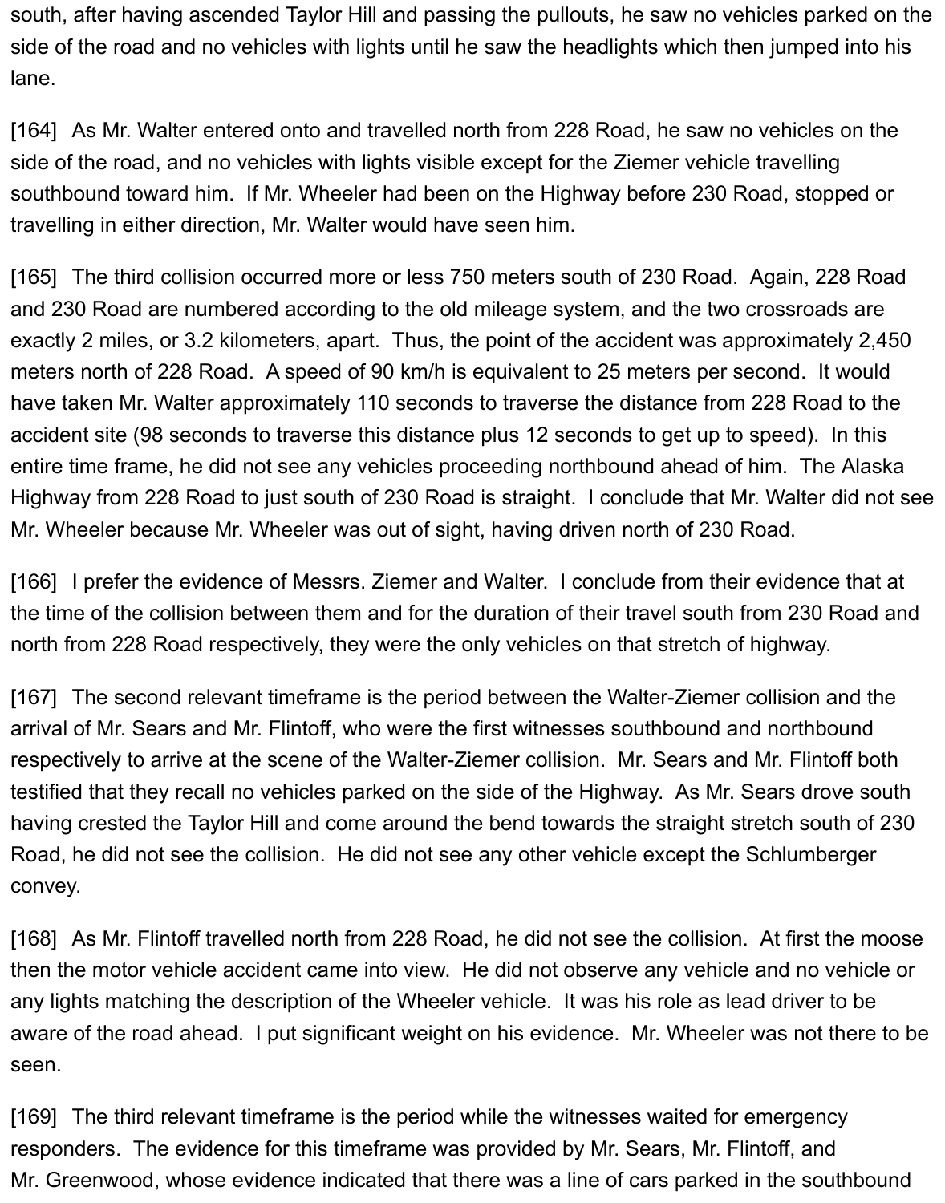south, after having ascended Taylor Hill and passing the pullouts, he saw no vehicles parked on the side of the road and no vehicles with lights until he saw the headlights which then jumped into his lane.

[164] As Mr. Walter entered onto and travelled north from 228 Road, he saw no vehicles on the side of the road, and no vehicles with lights visible except for the Ziemer vehicle travelling southbound toward him. If Mr. Wheeler had been on the Highway before 230 Road, stopped or travelling in either direction, Mr. Walter would have seen him.

[165] The third collision occurred more or less 750 meters south of 230 Road. Again, 228 Road and 230 Road are numbered according to the old mileage system, and the two crossroads are exactly 2 miles, or 3.2 kilometers, apart. Thus, the point of the accident was approximately 2,450 meters north of 228 Road. A speed of 90 km/h is equivalent to 25 meters per second. It would have taken Mr. Walter approximately 110 seconds to traverse the distance from 228 Road to the accident site (98 seconds to traverse this distance plus 12 seconds to get up to speed). In this entire time frame, he did not see any vehicles proceeding northbound ahead of him. The Alaska Highway from 228 Road to just south of 230 Road is straight. I conclude that Mr. Walter did not see Mr. Wheeler because Mr. Wheeler was out of sight, having driven north of 230 Road.

[166] I prefer the evidence of Messrs. Ziemer and Walter. I conclude from their evidence that at the time of the collision between them and for the duration of their travel south from 230 Road and north from 228 Road respectively, they were the only vehicles on that stretch of highway.

[167] The second relevant timeframe is the period between the Walter-Ziemer collision and the arrival of Mr. Sears and Mr. Flintoff, who were the first witnesses southbound and northbound respectively to arrive at the scene of the Walter-Ziemer collision. Mr. Sears and Mr. Flintoff both testified that they recall no vehicles parked on the side of the Highway. As Mr. Sears drove south having crested the Taylor Hill and come around the bend towards the straight stretch south of 230 Road, he did not see the collision. He did not see any other vehicle except the Schlumberger convey.

[168] As Mr. Flintoff travelled north from 228 Road, he did not see the collision. At first the moose then the motor vehicle accident came into view. He did not observe any vehicle and no vehicle or any lights matching the description of the Wheeler vehicle. It was his role as lead driver to be aware of the road ahead. I put significant weight on his evidence. Mr. Wheeler was not there to be seen.

[169] The third relevant timeframe is the period while the witnesses waited for emergency responders. The evidence for this timeframe was provided by Mr. Sears, Mr. Flintoff, and Mr. Greenwood, whose evidence indicated that there was a line of cars parked in the southbound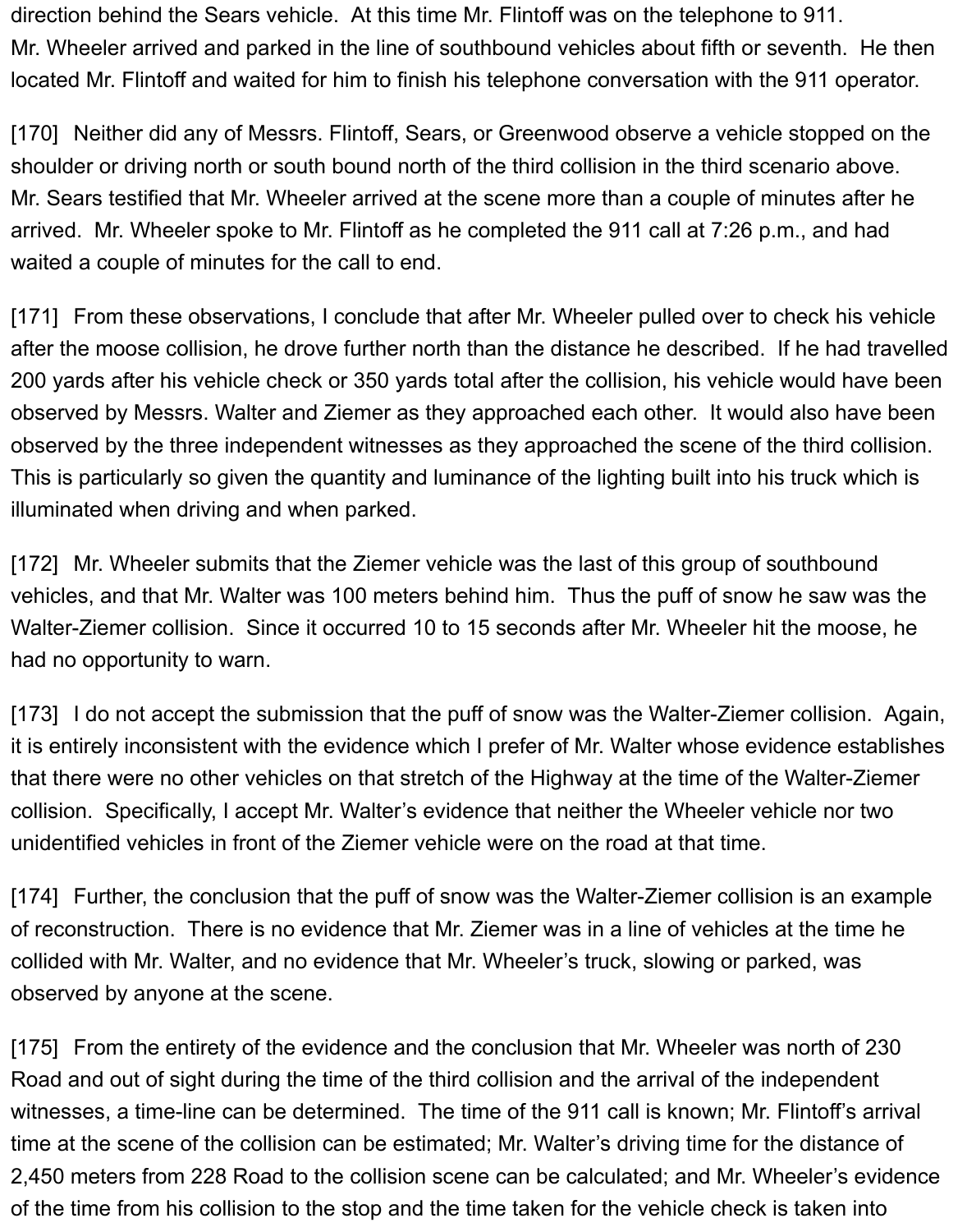direction behind the Sears vehicle. At this time Mr. Flintoff was on the telephone to 911. Mr. Wheeler arrived and parked in the line of southbound vehicles about fifth or seventh. He then located Mr. Flintoff and waited for him to finish his telephone conversation with the 911 operator.

[170] Neither did any of Messrs. Flintoff, Sears, or Greenwood observe a vehicle stopped on the shoulder or driving north or south bound north of the third collision in the third scenario above. Mr. Sears testified that Mr. Wheeler arrived at the scene more than a couple of minutes after he arrived. Mr. Wheeler spoke to Mr. Flintoff as he completed the 911 call at 7:26 p.m., and had waited a couple of minutes for the call to end.

[171] From these observations, I conclude that after Mr. Wheeler pulled over to check his vehicle after the moose collision, he drove further north than the distance he described. If he had travelled 200 yards after his vehicle check or 350 yards total after the collision, his vehicle would have been observed by Messrs. Walter and Ziemer as they approached each other. It would also have been observed by the three independent witnesses as they approached the scene of the third collision. This is particularly so given the quantity and luminance of the lighting built into his truck which is illuminated when driving and when parked.

[172] Mr. Wheeler submits that the Ziemer vehicle was the last of this group of southbound vehicles, and that Mr. Walter was 100 meters behind him. Thus the puff of snow he saw was the Walter-Ziemer collision. Since it occurred 10 to 15 seconds after Mr. Wheeler hit the moose, he had no opportunity to warn.

[173] I do not accept the submission that the puff of snow was the Walter-Ziemer collision. Again, it is entirely inconsistent with the evidence which I prefer of Mr. Walter whose evidence establishes that there were no other vehicles on that stretch of the Highway at the time of the Walter-Ziemer collision. Specifically, I accept Mr. Walter's evidence that neither the Wheeler vehicle nor two unidentified vehicles in front of the Ziemer vehicle were on the road at that time.

[174] Further, the conclusion that the puff of snow was the Walter-Ziemer collision is an example of reconstruction. There is no evidence that Mr. Ziemer was in a line of vehicles at the time he collided with Mr. Walter, and no evidence that Mr. Wheeler's truck, slowing or parked, was observed by anyone at the scene.

[175] From the entirety of the evidence and the conclusion that Mr. Wheeler was north of 230 Road and out of sight during the time of the third collision and the arrival of the independent witnesses, a time-line can be determined. The time of the 911 call is known; Mr. Flintoff's arrival time at the scene of the collision can be estimated; Mr. Walter's driving time for the distance of 2,450 meters from 228 Road to the collision scene can be calculated; and Mr. Wheeler's evidence of the time from his collision to the stop and the time taken for the vehicle check is taken into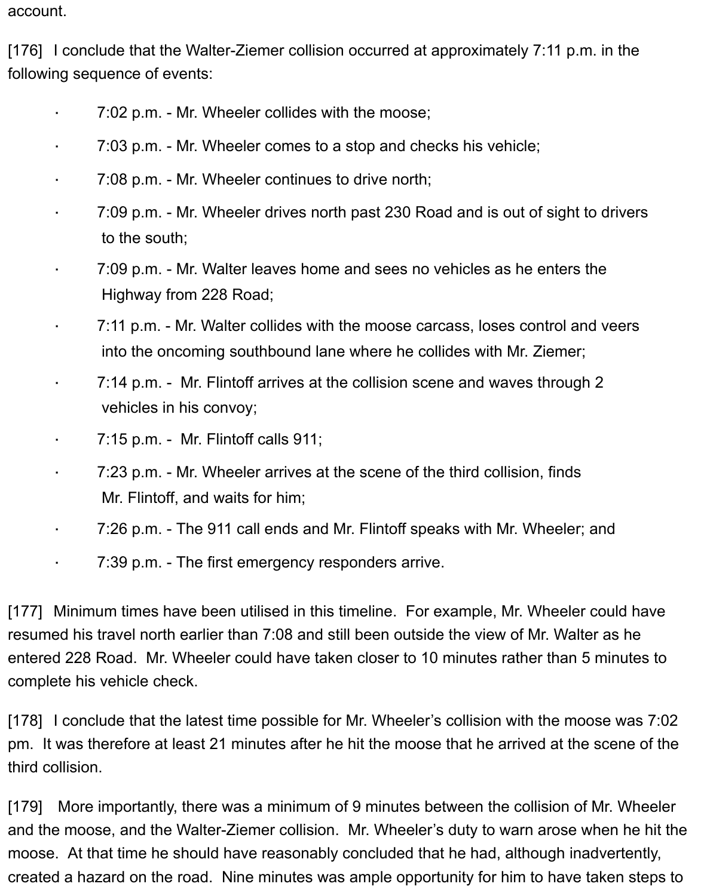account.

[176] I conclude that the Walter-Ziemer collision occurred at approximately 7:11 p.m. in the following sequence of events:

- 7:02 p.m. - Mr. Wheeler collides with the moose;
- 7:03 p.m. - Mr. Wheeler comes to a stop and checks his vehicle;
- 7:08 p.m. - Mr. Wheeler continues to drive north;
- 7:09 p.m. - Mr. Wheeler drives north past 230 Road and is out of sight to drivers to the south;
- 7:09 p.m. - Mr. Walter leaves home and sees no vehicles as he enters the Highway from 228 Road;
- 7:11 p.m. - Mr. Walter collides with the moose carcass, loses control and veers into the oncoming southbound lane where he collides with Mr. Ziemer;
- 7:14 p.m. - Mr. Flintoff arrives at the collision scene and waves through 2 vehicles in his convoy;
- 7:15 p.m. - Mr. Flintoff calls 911;
- 7:23 p.m. - Mr. Wheeler arrives at the scene of the third collision, finds Mr. Flintoff, and waits for him;
- 7:26 p.m. - The 911 call ends and Mr. Flintoff speaks with Mr. Wheeler; and
- 7:39 p.m. - The first emergency responders arrive.

[177] Minimum times have been utilised in this timeline. For example, Mr. Wheeler could have resumed his travel north earlier than 7:08 and still been outside the view of Mr. Walter as he entered 228 Road. Mr. Wheeler could have taken closer to 10 minutes rather than 5 minutes to complete his vehicle check.

[178] I conclude that the latest time possible for Mr. Wheeler's collision with the moose was 7:02 pm. It was therefore at least 21 minutes after he hit the moose that he arrived at the scene of the third collision.

[179] More importantly, there was a minimum of 9 minutes between the collision of Mr. Wheeler and the moose, and the Walter-Ziemer collision. Mr. Wheeler's duty to warn arose when he hit the moose. At that time he should have reasonably concluded that he had, although inadvertently, created a hazard on the road. Nine minutes was ample opportunity for him to have taken steps to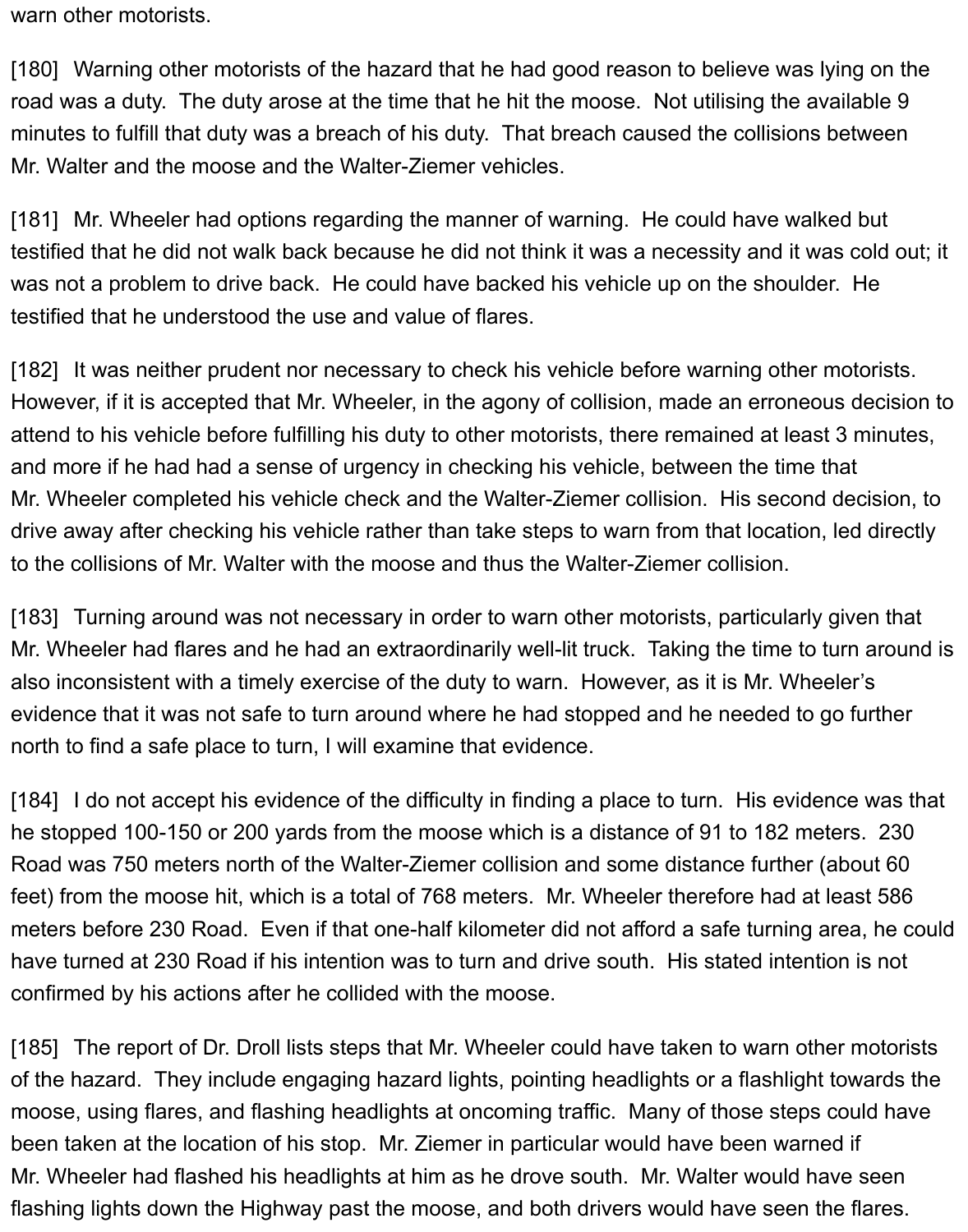warn other motorists.

[180] Warning other motorists of the hazard that he had good reason to believe was lying on the road was a duty. The duty arose at the time that he hit the moose. Not utilising the available 9 minutes to fulfill that duty was a breach of his duty. That breach caused the collisions between Mr. Walter and the moose and the Walter-Ziemer vehicles.

[181] Mr. Wheeler had options regarding the manner of warning. He could have walked but testified that he did not walk back because he did not think it was a necessity and it was cold out; it was not a problem to drive back. He could have backed his vehicle up on the shoulder. He testified that he understood the use and value of flares.

[182] It was neither prudent nor necessary to check his vehicle before warning other motorists. However, if it is accepted that Mr. Wheeler, in the agony of collision, made an erroneous decision to attend to his vehicle before fulfilling his duty to other motorists, there remained at least 3 minutes, and more if he had had a sense of urgency in checking his vehicle, between the time that Mr. Wheeler completed his vehicle check and the Walter-Ziemer collision. His second decision, to drive away after checking his vehicle rather than take steps to warn from that location, led directly to the collisions of Mr. Walter with the moose and thus the Walter-Ziemer collision.

[183] Turning around was not necessary in order to warn other motorists, particularly given that Mr. Wheeler had flares and he had an extraordinarily well-lit truck. Taking the time to turn around is also inconsistent with a timely exercise of the duty to warn. However, as it is Mr. Wheeler's evidence that it was not safe to turn around where he had stopped and he needed to go further north to find a safe place to turn, I will examine that evidence.

[184] I do not accept his evidence of the difficulty in finding a place to turn. His evidence was that he stopped 100-150 or 200 yards from the moose which is a distance of 91 to 182 meters. 230 Road was 750 meters north of the Walter-Ziemer collision and some distance further (about 60 feet) from the moose hit, which is a total of 768 meters. Mr. Wheeler therefore had at least 586 meters before 230 Road. Even if that one-half kilometer did not afford a safe turning area, he could have turned at 230 Road if his intention was to turn and drive south. His stated intention is not confirmed by his actions after he collided with the moose.

[185] The report of Dr. Droll lists steps that Mr. Wheeler could have taken to warn other motorists of the hazard. They include engaging hazard lights, pointing headlights or a flashlight towards the moose, using flares, and flashing headlights at oncoming traffic. Many of those steps could have been taken at the location of his stop. Mr. Ziemer in particular would have been warned if Mr. Wheeler had flashed his headlights at him as he drove south. Mr. Walter would have seen flashing lights down the Highway past the moose, and both drivers would have seen the flares.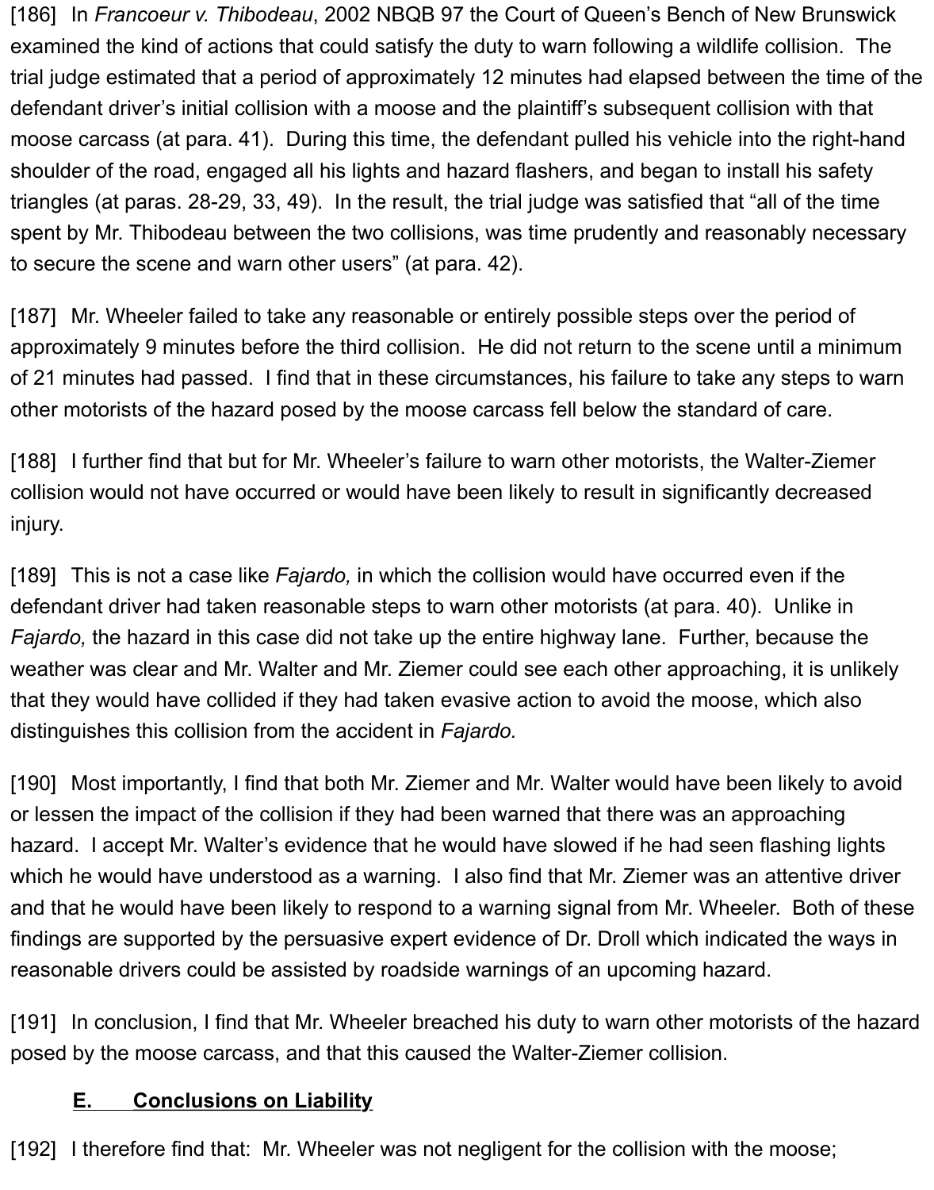[186] In *Francoeur v. Thibodeau*, 2002 NBQB 97 the Court of Queen's Bench of New Brunswick examined the kind of actions that could satisfy the duty to warn following a wildlife collision. The trial judge estimated that a period of approximately 12 minutes had elapsed between the time of the defendant driver's initial collision with a moose and the plaintiff's subsequent collision with that moose carcass (at para. 41). During this time, the defendant pulled his vehicle into the right-hand shoulder of the road, engaged all his lights and hazard flashers, and began to install his safety triangles (at paras. 28-29, 33, 49). In the result, the trial judge was satisfied that "all of the time spent by Mr. Thibodeau between the two collisions, was time prudently and reasonably necessary to secure the scene and warn other users" (at para. 42).

[187] Mr. Wheeler failed to take any reasonable or entirely possible steps over the period of approximately 9 minutes before the third collision. He did not return to the scene until a minimum of 21 minutes had passed. I find that in these circumstances, his failure to take any steps to warn other motorists of the hazard posed by the moose carcass fell below the standard of care.

[188] I further find that but for Mr. Wheeler's failure to warn other motorists, the Walter-Ziemer collision would not have occurred or would have been likely to result in significantly decreased injury.

[189] This is not a case like *Fajardo,* in which the collision would have occurred even if the defendant driver had taken reasonable steps to warn other motorists (at para. 40). Unlike in *Fajardo,* the hazard in this case did not take up the entire highway lane. Further, because the weather was clear and Mr. Walter and Mr. Ziemer could see each other approaching, it is unlikely that they would have collided if they had taken evasive action to avoid the moose, which also distinguishes this collision from the accident in *Fajardo.*

[190] Most importantly, I find that both Mr. Ziemer and Mr. Walter would have been likely to avoid or lessen the impact of the collision if they had been warned that there was an approaching hazard. I accept Mr. Walter's evidence that he would have slowed if he had seen flashing lights which he would have understood as a warning. I also find that Mr. Ziemer was an attentive driver and that he would have been likely to respond to a warning signal from Mr. Wheeler. Both of these findings are supported by the persuasive expert evidence of Dr. Droll which indicated the ways in reasonable drivers could be assisted by roadside warnings of an upcoming hazard.

[191] In conclusion, I find that Mr. Wheeler breached his duty to warn other motorists of the hazard posed by the moose carcass, and that this caused the Walter-Ziemer collision.

## E. Conclusions on Liability

[192] I therefore find that: Mr. Wheeler was not negligent for the collision with the moose;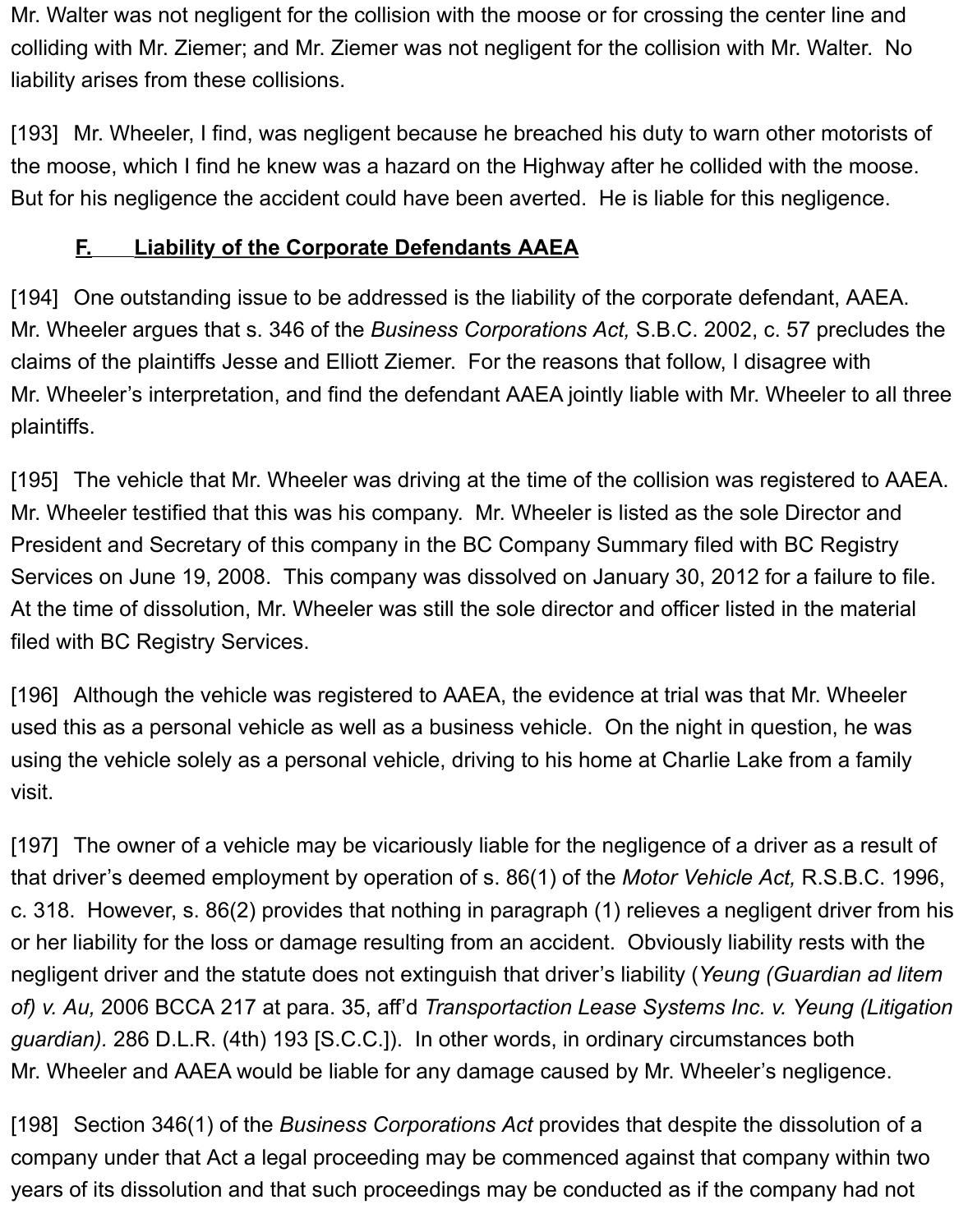Mr. Walter was not negligent for the collision with the moose or for crossing the center line and colliding with Mr. Ziemer; and Mr. Ziemer was not negligent for the collision with Mr. Walter. No liability arises from these collisions.

[193] Mr. Wheeler, I find, was negligent because he breached his duty to warn other motorists of the moose, which I find he knew was a hazard on the Highway after he collided with the moose. But for his negligence the accident could have been averted. He is liable for this negligence.

### F. Liability of the Corporate Defendants AAEA

[194] One outstanding issue to be addressed is the liability of the corporate defendant, AAEA. Mr. Wheeler argues that s. 346 of the *Business Corporations Act,* S.B.C. 2002, c. 57 precludes the claims of the plaintiffs Jesse and Elliott Ziemer. For the reasons that follow, I disagree with Mr. Wheeler's interpretation, and find the defendant AAEA jointly liable with Mr. Wheeler to all three plaintiffs.

[195] The vehicle that Mr. Wheeler was driving at the time of the collision was registered to AAEA. Mr. Wheeler testified that this was his company. Mr. Wheeler is listed as the sole Director and President and Secretary of this company in the BC Company Summary filed with BC Registry Services on June 19, 2008. This company was dissolved on January 30, 2012 for a failure to file. At the time of dissolution, Mr. Wheeler was still the sole director and officer listed in the material filed with BC Registry Services.

[196] Although the vehicle was registered to AAEA, the evidence at trial was that Mr. Wheeler used this as a personal vehicle as well as a business vehicle. On the night in question, he was using the vehicle solely as a personal vehicle, driving to his home at Charlie Lake from a family visit.

[197] The owner of a vehicle may be vicariously liable for the negligence of a driver as a result of that driver's deemed employment by operation of s. 86(1) of the *Motor Vehicle Act,* R.S.B.C. 1996, c. 318. However, s. 86(2) provides that nothing in paragraph (1) relieves a negligent driver from his or her liability for the loss or damage resulting from an accident. Obviously liability rests with the negligent driver and the statute does not extinguish that driver's liability (*Yeung (Guardian ad litem of) v. Au,* 2006 BCCA 217 at para. 35, aff'd *Transportaction Lease Systems Inc. v. Yeung (Litigation guardian).* 286 D.L.R. (4th) 193 [S.C.C.]). In other words, in ordinary circumstances both Mr. Wheeler and AAEA would be liable for any damage caused by Mr. Wheeler's negligence.

[198] Section 346(1) of the *Business Corporations Act* provides that despite the dissolution of a company under that Act a legal proceeding may be commenced against that company within two years of its dissolution and that such proceedings may be conducted as if the company had not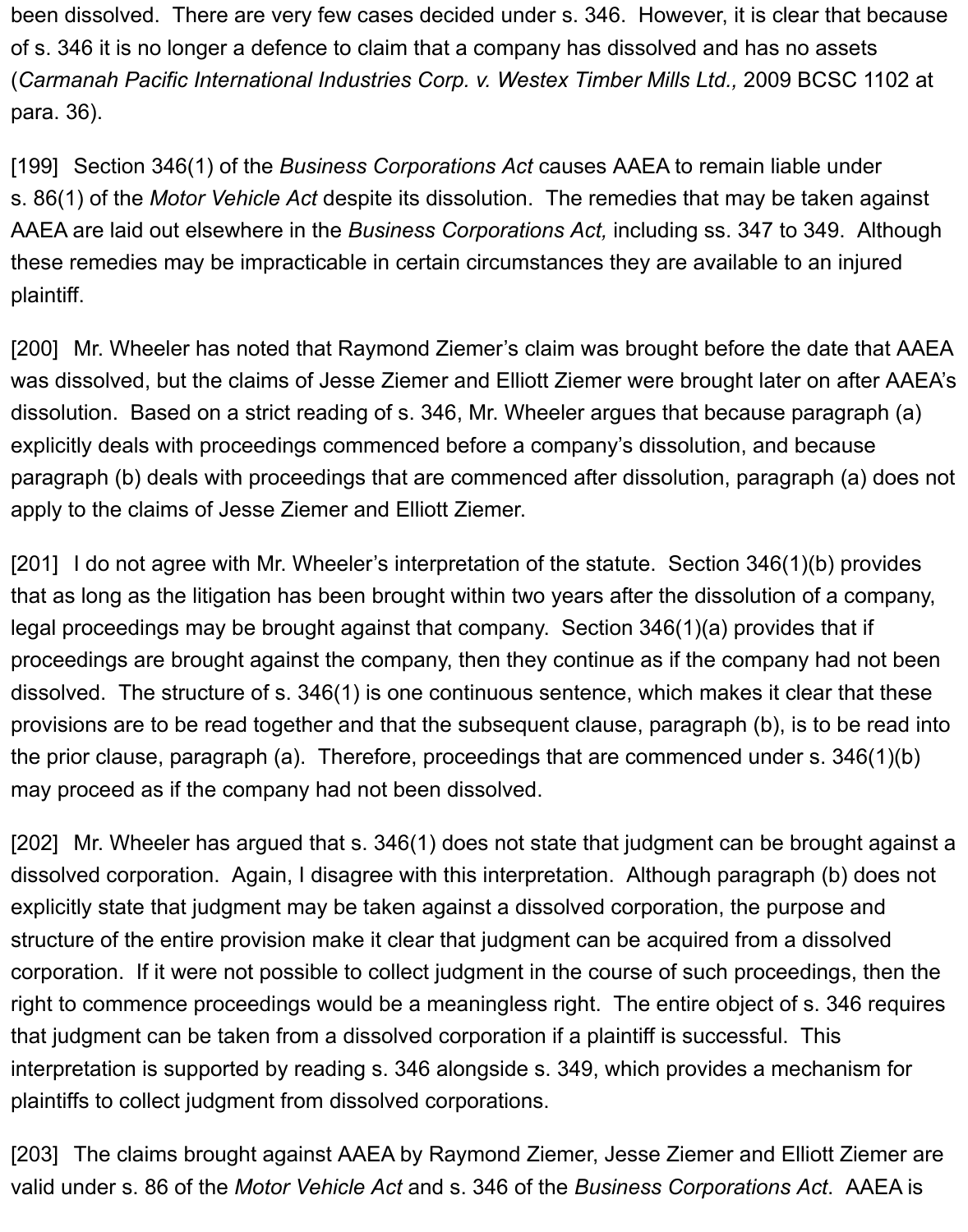been dissolved. There are very few cases decided under s. 346. However, it is clear that because of s. 346 it is no longer a defence to claim that a company has dissolved and has no assets (*Carmanah Pacific International Industries Corp. v. Westex Timber Mills Ltd.,* 2009 BCSC 1102 at para. 36).

[199] Section 346(1) of the *Business Corporations Act* causes AAEA to remain liable under s. 86(1) of the *Motor Vehicle Act* despite its dissolution. The remedies that may be taken against AAEA are laid out elsewhere in the *Business Corporations Act,* including ss. 347 to 349. Although these remedies may be impracticable in certain circumstances they are available to an injured plaintiff.

[200] Mr. Wheeler has noted that Raymond Ziemer's claim was brought before the date that AAEA was dissolved, but the claims of Jesse Ziemer and Elliott Ziemer were brought later on after AAEA's dissolution. Based on a strict reading of s. 346, Mr. Wheeler argues that because paragraph (a) explicitly deals with proceedings commenced before a company's dissolution, and because paragraph (b) deals with proceedings that are commenced after dissolution, paragraph (a) does not apply to the claims of Jesse Ziemer and Elliott Ziemer.

[201] I do not agree with Mr. Wheeler's interpretation of the statute. Section 346(1)(b) provides that as long as the litigation has been brought within two years after the dissolution of a company, legal proceedings may be brought against that company. Section 346(1)(a) provides that if proceedings are brought against the company, then they continue as if the company had not been dissolved. The structure of s. 346(1) is one continuous sentence, which makes it clear that these provisions are to be read together and that the subsequent clause, paragraph (b), is to be read into the prior clause, paragraph (a). Therefore, proceedings that are commenced under s. 346(1)(b) may proceed as if the company had not been dissolved.

[202] Mr. Wheeler has argued that s. 346(1) does not state that judgment can be brought against a dissolved corporation. Again, I disagree with this interpretation. Although paragraph (b) does not explicitly state that judgment may be taken against a dissolved corporation, the purpose and structure of the entire provision make it clear that judgment can be acquired from a dissolved corporation. If it were not possible to collect judgment in the course of such proceedings, then the right to commence proceedings would be a meaningless right. The entire object of s. 346 requires that judgment can be taken from a dissolved corporation if a plaintiff is successful. This interpretation is supported by reading s. 346 alongside s. 349, which provides a mechanism for plaintiffs to collect judgment from dissolved corporations.

[203] The claims brought against AAEA by Raymond Ziemer, Jesse Ziemer and Elliott Ziemer are valid under s. 86 of the *Motor Vehicle Act* and s. 346 of the *Business Corporations Act*. AAEA is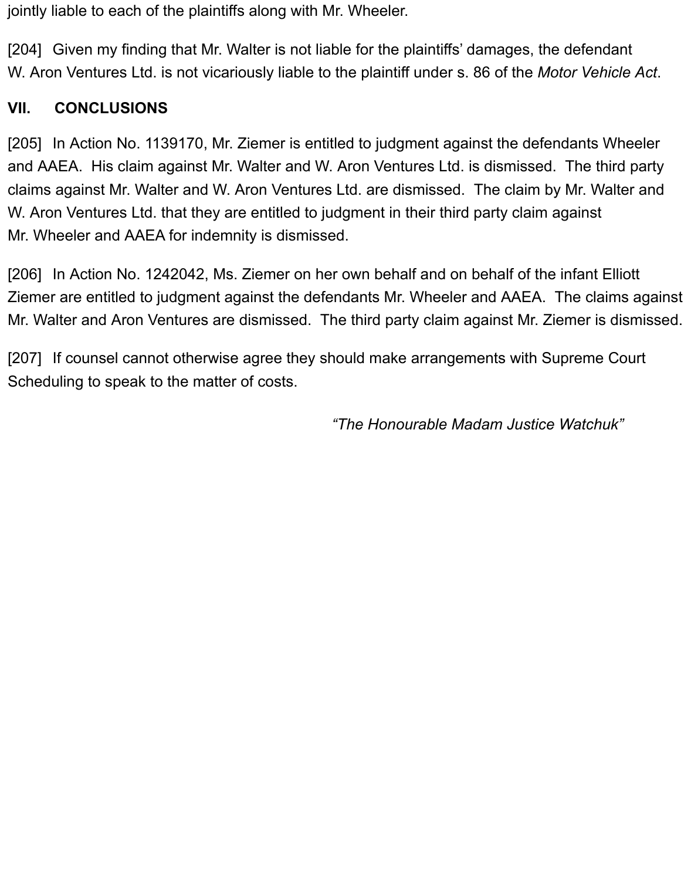jointly liable to each of the plaintiffs along with Mr. Wheeler.

[204] Given my finding that Mr. Walter is not liable for the plaintiffs' damages, the defendant W. Aron Ventures Ltd. is not vicariously liable to the plaintiff under s. 86 of the *Motor Vehicle Act*.

## VII. CONCLUSIONS

[205] In Action No. 1139170, Mr. Ziemer is entitled to judgment against the defendants Wheeler and AAEA. His claim against Mr. Walter and W. Aron Ventures Ltd. is dismissed. The third party claims against Mr. Walter and W. Aron Ventures Ltd. are dismissed. The claim by Mr. Walter and W. Aron Ventures Ltd. that they are entitled to judgment in their third party claim against Mr. Wheeler and AAEA for indemnity is dismissed.

[206] In Action No. 1242042, Ms. Ziemer on her own behalf and on behalf of the infant Elliott Ziemer are entitled to judgment against the defendants Mr. Wheeler and AAEA. The claims against Mr. Walter and Aron Ventures are dismissed. The third party claim against Mr. Ziemer is dismissed.

[207] If counsel cannot otherwise agree they should make arrangements with Supreme Court Scheduling to speak to the matter of costs.

*"The Honourable Madam Justice Watchuk"*